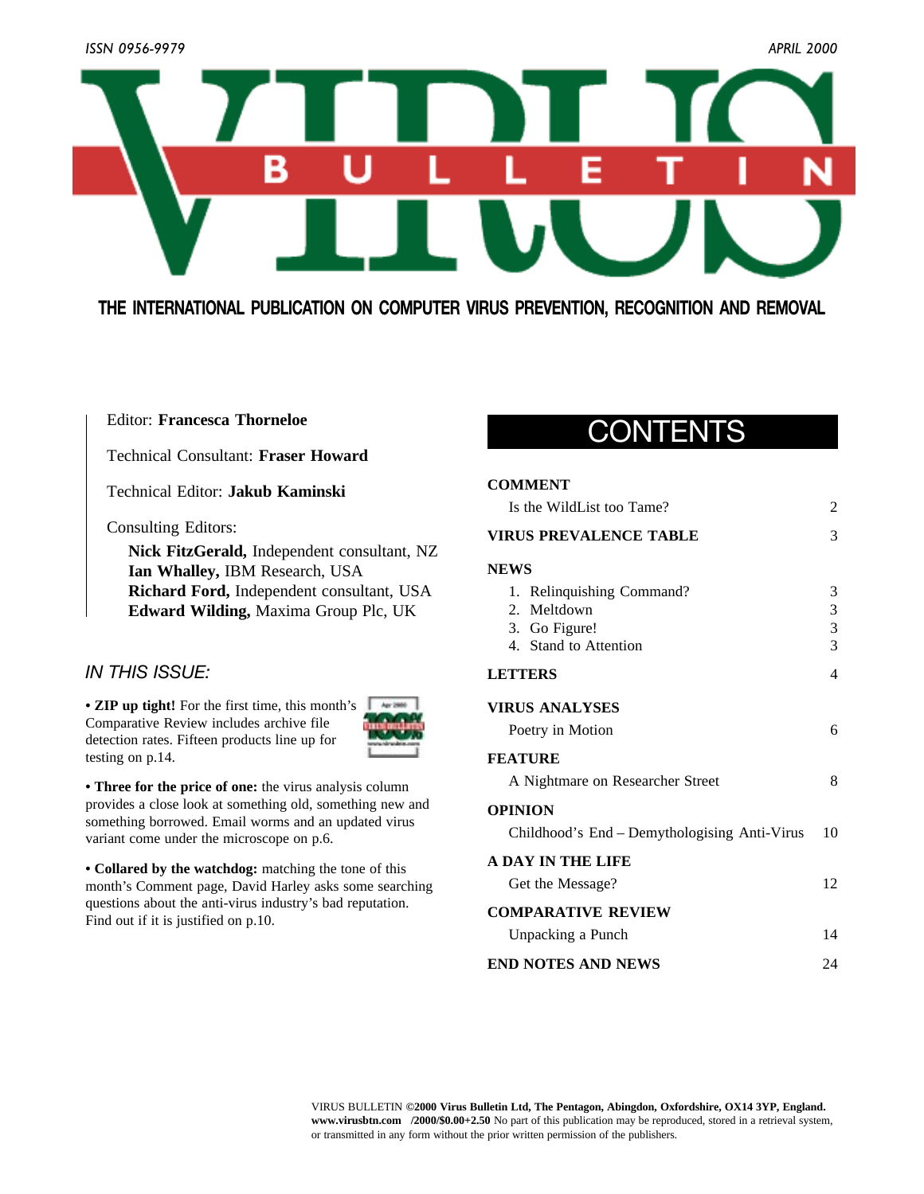ISSN 0956-9979 APRIL 2000

# VIRUS BULLETIN

THE INTERNATIONAL PUBLICATION ON COMPUTER VIRUS PREVENTION, RECOGNITION AND REMOVAL

Editor: **Francesca Thorneloe**

Technical Consultant: **Fraser Howard**

Technical Editor: **Jakub Kaminski**

Consulting Editors:

**Nick FitzGerald,** Independent consultant, NZ
**Ian Whalley,** IBM Research, USA
**Richard Ford,** Independent consultant, USA
**Edward Wilding,** Maxima Group Plc, UK

## *IN THIS ISSUE:*

**• ZIP up tight!** For the first time, this month's Comparative Review includes archive file detection rates. Fifteen products line up for testing on p.14.

**• Three for the price of one:** the virus analysis column provides a close look at something old, something new and something borrowed. Email worms and an updated virus variant come under the microscope on p.6.

**• Collared by the watchdog:** matching the tone of this month's Comment page, David Harley asks some searching questions about the anti-virus industry's bad reputation. Find out if it is justified on p.10.

## CONTENTS

| | |
|---|---|
| **COMMENT** | |
| Is the WildList too Tame? | 2 |
| **VIRUS PREVALENCE TABLE** | 3 |
| **NEWS** | |
| 1. Relinquishing Command? | 3 |
| 2. Meltdown | 3 |
| 3. Go Figure! | 3 |
| 4. Stand to Attention | 3 |
| **LETTERS** | 4 |
| **VIRUS ANALYSES** | |
| Poetry in Motion | 6 |
| **FEATURE** | |
| A Nightmare on Researcher Street | 8 |
| **OPINION** | |
| Childhood's End – Demythologising Anti-Virus | 10 |
| **A DAY IN THE LIFE** | |
| Get the Message? | 12 |
| **COMPARATIVE REVIEW** | |
| Unpacking a Punch | 14 |
| **END NOTES AND NEWS** | 24 |

VIRUS BULLETIN **©2000 Virus Bulletin Ltd, The Pentagon, Abingdon, Oxfordshire, OX14 3YP, England. www.virusbtn.com /2000/$0.00+2.50** No part of this publication may be reproduced, stored in a retrieval system, or transmitted in any form without the prior written permission of the publishers.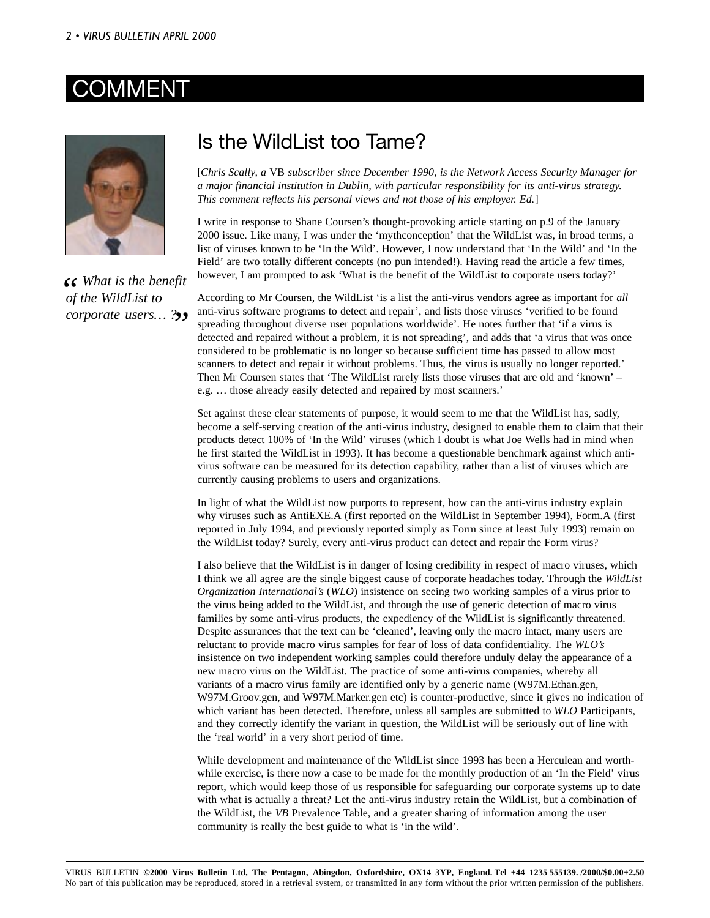# COMMENT

## Is the WildList too Tame?

[*Chris Scally, a* VB *subscriber since December 1990, is the Network Access Security Manager for a major financial institution in Dublin, with particular responsibility for its anti-virus strategy. This comment reflects his personal views and not those of his employer. Ed.*]

I write in response to Shane Coursen's thought-provoking article starting on p.9 of the January 2000 issue. Like many, I was under the 'mythconception' that the WildList was, in broad terms, a list of viruses known to be 'In the Wild'. However, I now understand that 'In the Wild' and 'In the Field' are two totally different concepts (no pun intended!). Having read the article a few times, however, I am prompted to ask 'What is the benefit of the WildList to corporate users today?'

*" What is the benefit of the WildList to corporate users… ? "*

According to Mr Coursen, the WildList 'is a list the anti-virus vendors agree as important for *all* anti-virus software programs to detect and repair', and lists those viruses 'verified to be found spreading throughout diverse user populations worldwide'. He notes further that 'if a virus is detected and repaired without a problem, it is not spreading', and adds that 'a virus that was once considered to be problematic is no longer so because sufficient time has passed to allow most scanners to detect and repair it without problems. Thus, the virus is usually no longer reported.' Then Mr Coursen states that 'The WildList rarely lists those viruses that are old and 'known' – e.g. … those already easily detected and repaired by most scanners.'

Set against these clear statements of purpose, it would seem to me that the WildList has, sadly, become a self-serving creation of the anti-virus industry, designed to enable them to claim that their products detect 100% of 'In the Wild' viruses (which I doubt is what Joe Wells had in mind when he first started the WildList in 1993). It has become a questionable benchmark against which anti-virus software can be measured for its detection capability, rather than a list of viruses which are currently causing problems to users and organizations.

In light of what the WildList now purports to represent, how can the anti-virus industry explain why viruses such as AntiEXE.A (first reported on the WildList in September 1994), Form.A (first reported in July 1994, and previously reported simply as Form since at least July 1993) remain on the WildList today? Surely, every anti-virus product can detect and repair the Form virus?

I also believe that the WildList is in danger of losing credibility in respect of macro viruses, which I think we all agree are the single biggest cause of corporate headaches today. Through the *WildList Organization International's* (*WLO*) insistence on seeing two working samples of a virus prior to the virus being added to the WildList, and through the use of generic detection of macro virus families by some anti-virus products, the expediency of the WildList is significantly threatened. Despite assurances that the text can be 'cleaned', leaving only the macro intact, many users are reluctant to provide macro virus samples for fear of loss of data confidentiality. The *WLO's* insistence on two independent working samples could therefore unduly delay the appearance of a new macro virus on the WildList. The practice of some anti-virus companies, whereby all variants of a macro virus family are identified only by a generic name (W97M.Ethan.gen, W97M.Groov.gen, and W97M.Marker.gen etc) is counter-productive, since it gives no indication of which variant has been detected. Therefore, unless all samples are submitted to *WLO* Participants, and they correctly identify the variant in question, the WildList will be seriously out of line with the 'real world' in a very short period of time.

While development and maintenance of the WildList since 1993 has been a Herculean and worthwhile exercise, is there now a case to be made for the monthly production of an 'In the Field' virus report, which would keep those of us responsible for safeguarding our corporate systems up to date with what is actually a threat? Let the anti-virus industry retain the WildList, but a combination of the WildList, the *VB* Prevalence Table, and a greater sharing of information among the user community is really the best guide to what is 'in the wild'.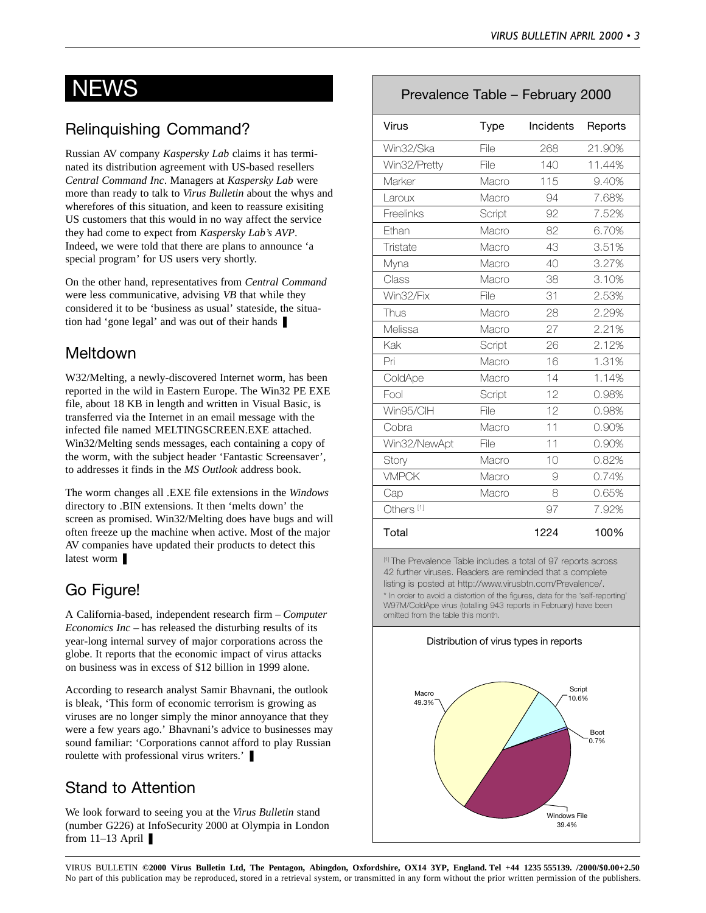# NEWS

## Relinquishing Command?

Russian AV company *Kaspersky Lab* claims it has terminated its distribution agreement with US-based resellers *Central Command Inc*. Managers at *Kaspersky Lab* were more than ready to talk to *Virus Bulletin* about the whys and wherefores of this situation, and keen to reassure exisiting US customers that this would in no way affect the service they had come to expect from *Kaspersky Lab's AVP*. Indeed, we were told that there are plans to announce 'a special program' for US users very shortly.

On the other hand, representatives from *Central Command* were less communicative, advising *VB* that while they considered it to be 'business as usual' stateside, the situation had 'gone legal' and was out of their hands ❚

## Meltdown

W32/Melting, a newly-discovered Internet worm, has been reported in the wild in Eastern Europe. The Win32 PE EXE file, about 18 KB in length and written in Visual Basic, is transferred via the Internet in an email message with the infected file named MELTINGSCREEN.EXE attached. Win32/Melting sends messages, each containing a copy of the worm, with the subject header 'Fantastic Screensaver', to addresses it finds in the *MS Outlook* address book.

The worm changes all .EXE file extensions in the *Windows* directory to .BIN extensions. It then 'melts down' the screen as promised. Win32/Melting does have bugs and will often freeze up the machine when active. Most of the major AV companies have updated their products to detect this latest worm ❚

## Go Figure!

A California-based, independent research firm – *Computer Economics Inc* – has released the disturbing results of its year-long internal survey of major corporations across the globe. It reports that the economic impact of virus attacks on business was in excess of $12 billion in 1999 alone.

According to research analyst Samir Bhavnani, the outlook is bleak, 'This form of economic terrorism is growing as viruses are no longer simply the minor annoyance that they were a few years ago.' Bhavnani's advice to businesses may sound familiar: 'Corporations cannot afford to play Russian roulette with professional virus writers.' ❚

## Stand to Attention

We look forward to seeing you at the *Virus Bulletin* stand (number G226) at InfoSecurity 2000 at Olympia in London from 11–13 April ❚

### Prevalence Table – February 2000

| Virus | Type | Incidents | Reports |
|---|---|---|---|
| Win32/Ska | File | 268 | 21.90% |
| Win32/Pretty | File | 140 | 11.44% |
| Marker | Macro | 115 | 9.40% |
| Laroux | Macro | 94 | 7.68% |
| Freelinks | Script | 92 | 7.52% |
| Ethan | Macro | 82 | 6.70% |
| Tristate | Macro | 43 | 3.51% |
| Myna | Macro | 40 | 3.27% |
| Class | Macro | 38 | 3.10% |
| Win32/Fix | File | 31 | 2.53% |
| Thus | Macro | 28 | 2.29% |
| Melissa | Macro | 27 | 2.21% |
| Kak | Script | 26 | 2.12% |
| Pri | Macro | 16 | 1.31% |
| ColdApe | Macro | 14 | 1.14% |
| Fool | Script | 12 | 0.98% |
| Win95/CIH | File | 12 | 0.98% |
| Cobra | Macro | 11 | 0.90% |
| Win32/NewApt | File | 11 | 0.90% |
| Story | Macro | 10 | 0.82% |
| VMPCK | Macro | 9 | 0.74% |
| Cap | Macro | 8 | 0.65% |
| Others [1] | | 97 | 7.92% |
| Total | | 1224 | 100% |

[1] The Prevalence Table includes a total of 97 reports across 42 further viruses. Readers are reminded that a complete listing is posted at http://www.virusbtn.com/Prevalence/.

* In order to avoid a distortion of the figures, data for the 'self-reporting' W97M/ColdApe virus (totalling 943 reports in February) have been omitted from the table this month.

Distribution of virus types in reports

Macro 49.3%, Script 10.6%, Boot 0.7%, Windows File 39.4%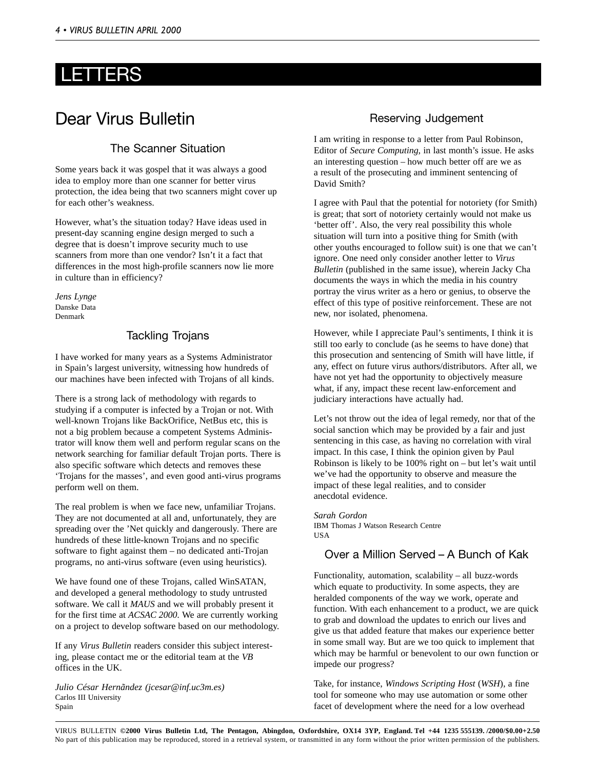# LETTERS

## Dear Virus Bulletin

### The Scanner Situation

Some years back it was gospel that it was always a good idea to employ more than one scanner for better virus protection, the idea being that two scanners might cover up for each other's weakness.

However, what's the situation today? Have ideas used in present-day scanning engine design merged to such a degree that is doesn't improve security much to use scanners from more than one vendor? Isn't it a fact that differences in the most high-profile scanners now lie more in culture than in efficiency?

*Jens Lynge*
Danske Data
Denmark

### Tackling Trojans

I have worked for many years as a Systems Administrator in Spain's largest university, witnessing how hundreds of our machines have been infected with Trojans of all kinds.

There is a strong lack of methodology with regards to studying if a computer is infected by a Trojan or not. With well-known Trojans like BackOrifice, NetBus etc, this is not a big problem because a competent Systems Administrator will know them well and perform regular scans on the network searching for familiar default Trojan ports. There is also specific software which detects and removes these 'Trojans for the masses', and even good anti-virus programs perform well on them.

The real problem is when we face new, unfamiliar Trojans. They are not documented at all and, unfortunately, they are spreading over the 'Net quickly and dangerously. There are hundreds of these little-known Trojans and no specific software to fight against them – no dedicated anti-Trojan programs, no anti-virus software (even using heuristics).

We have found one of these Trojans, called WinSATAN, and developed a general methodology to study untrusted software. We call it *MAUS* and we will probably present it for the first time at *ACSAC 2000*. We are currently working on a project to develop software based on our methodology.

If any *Virus Bulletin* readers consider this subject interesting, please contact me or the editorial team at the *VB* offices in the UK.

*Julio César Hernãndez (jcesar@inf.uc3m.es)*
Carlos III University
Spain

### Reserving Judgement

I am writing in response to a letter from Paul Robinson, Editor of *Secure Computing*, in last month's issue. He asks an interesting question – how much better off are we as a result of the prosecuting and imminent sentencing of David Smith?

I agree with Paul that the potential for notoriety (for Smith) is great; that sort of notoriety certainly would not make us 'better off'. Also, the very real possibility this whole situation will turn into a positive thing for Smith (with other youths encouraged to follow suit) is one that we can't ignore. One need only consider another letter to *Virus Bulletin* (published in the same issue), wherein Jacky Cha documents the ways in which the media in his country portray the virus writer as a hero or genius, to observe the effect of this type of positive reinforcement. These are not new, nor isolated, phenomena.

However, while I appreciate Paul's sentiments, I think it is still too early to conclude (as he seems to have done) that this prosecution and sentencing of Smith will have little, if any, effect on future virus authors/distributors. After all, we have not yet had the opportunity to objectively measure what, if any, impact these recent law-enforcement and judiciary interactions have actually had.

Let's not throw out the idea of legal remedy, nor that of the social sanction which may be provided by a fair and just sentencing in this case, as having no correlation with viral impact. In this case, I think the opinion given by Paul Robinson is likely to be 100% right on – but let's wait until we've had the opportunity to observe and measure the impact of these legal realities, and to consider anecdotal evidence.

*Sarah Gordon*
IBM Thomas J Watson Research Centre
USA

### Over a Million Served – A Bunch of Kak

Functionality, automation, scalability – all buzz-words which equate to productivity. In some aspects, they are heralded components of the way we work, operate and function. With each enhancement to a product, we are quick to grab and download the updates to enrich our lives and give us that added feature that makes our experience better in some small way. But are we too quick to implement that which may be harmful or benevolent to our own function or impede our progress?

Take, for instance, *Windows Scripting Host* (*WSH*), a fine tool for someone who may use automation or some other facet of development where the need for a low overhead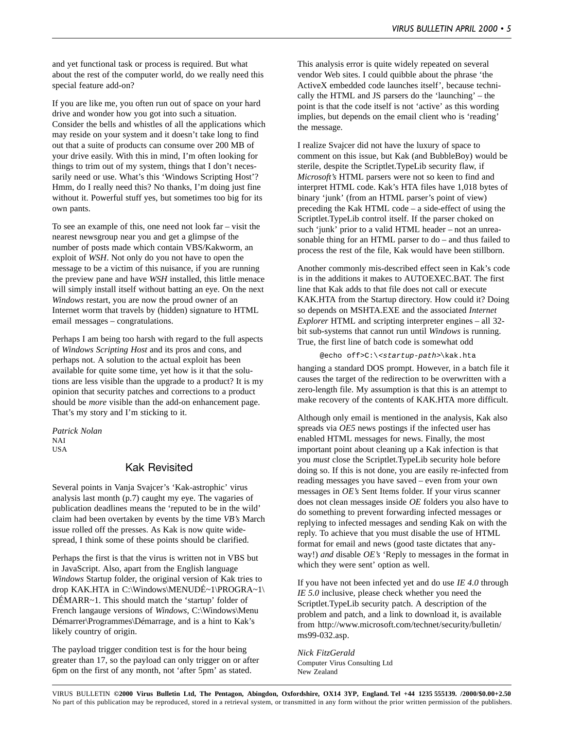and yet functional task or process is required. But what about the rest of the computer world, do we really need this special feature add-on?

If you are like me, you often run out of space on your hard drive and wonder how you got into such a situation. Consider the bells and whistles of all the applications which may reside on your system and it doesn't take long to find out that a suite of products can consume over 200 MB of your drive easily. With this in mind, I'm often looking for things to trim out of my system, things that I don't necessarily need or use. What's this 'Windows Scripting Host'? Hmm, do I really need this? No thanks, I'm doing just fine without it. Powerful stuff yes, but sometimes too big for its own pants.

To see an example of this, one need not look far – visit the nearest newsgroup near you and get a glimpse of the number of posts made which contain VBS/Kakworm, an exploit of *WSH*. Not only do you not have to open the message to be a victim of this nuisance, if you are running the preview pane and have *WSH* installed, this little menace will simply install itself without batting an eye. On the next *Windows* restart, you are now the proud owner of an Internet worm that travels by (hidden) signature to HTML email messages – congratulations.

Perhaps I am being too harsh with regard to the full aspects of *Windows Scripting Host* and its pros and cons, and perhaps not. A solution to the actual exploit has been available for quite some time, yet how is it that the solutions are less visible than the upgrade to a product? It is my opinion that security patches and corrections to a product should be *more* visible than the add-on enhancement page. That's my story and I'm sticking to it.

*Patrick Nolan*
NAI
USA

## Kak Revisited

Several points in Vanja Svajcer's 'Kak-astrophic' virus analysis last month (p.7) caught my eye. The vagaries of publication deadlines means the 'reputed to be in the wild' claim had been overtaken by events by the time *VB's* March issue rolled off the presses. As Kak is now quite widespread, I think some of these points should be clarified.

Perhaps the first is that the virus is written not in VBS but in JavaScript. Also, apart from the English language *Windows* Startup folder, the original version of Kak tries to drop KAK.HTA in C:\Windows\MENUDÉ~1\PROGRA~1\DÉMARR~1. This should match the 'startup' folder of French langauge versions of *Windows*, C:\Windows\Menu Démarrer\Programmes\Démarrage, and is a hint to Kak's likely country of origin.

The payload trigger condition test is for the hour being greater than 17, so the payload can only trigger on or after 6pm on the first of any month, not 'after 5pm' as stated.

This analysis error is quite widely repeated on several vendor Web sites. I could quibble about the phrase 'the ActiveX embedded code launches itself', because technically the HTML and JS parsers do the 'launching' – the point is that the code itself is not 'active' as this wording implies, but depends on the email client who is 'reading' the message.

I realize Svajcer did not have the luxury of space to comment on this issue, but Kak (and BubbleBoy) would be sterile, despite the Scriptlet.TypeLib security flaw, if *Microsoft's* HTML parsers were not so keen to find and interpret HTML code. Kak's HTA files have 1,018 bytes of binary 'junk' (from an HTML parser's point of view) preceding the Kak HTML code – a side-effect of using the Scriptlet.TypeLib control itself. If the parser choked on such 'junk' prior to a valid HTML header – not an unreasonable thing for an HTML parser to do – and thus failed to process the rest of the file, Kak would have been stillborn.

Another commonly mis-described effect seen in Kak's code is in the additions it makes to AUTOEXEC.BAT. The first line that Kak adds to that file does not call or execute KAK.HTA from the Startup directory. How could it? Doing so depends on MSHTA.EXE and the associated *Internet Explorer* HTML and scripting interpreter engines – all 32-bit sub-systems that cannot run until *Windows* is running. True, the first line of batch code is somewhat odd

```
@echo off>C:\<startup-path>\kak.hta
```

hanging a standard DOS prompt. However, in a batch file it causes the target of the redirection to be overwritten with a zero-length file. My assumption is that this is an attempt to make recovery of the contents of KAK.HTA more difficult.

Although only email is mentioned in the analysis, Kak also spreads via *OE5* news postings if the infected user has enabled HTML messages for news. Finally, the most important point about cleaning up a Kak infection is that you *must* close the Scriptlet.TypeLib security hole before doing so. If this is not done, you are easily re-infected from reading messages you have saved – even from your own messages in *OE's* Sent Items folder. If your virus scanner does not clean messages inside *OE* folders you also have to do something to prevent forwarding infected messages or replying to infected messages and sending Kak on with the reply. To achieve that you must disable the use of HTML format for email and news (good taste dictates that anyway!) *and* disable *OE's* 'Reply to messages in the format in which they were sent' option as well.

If you have not been infected yet and do use *IE 4.0* through *IE 5.0* inclusive, please check whether you need the Scriptlet.TypeLib security patch. A description of the problem and patch, and a link to download it, is available from http://www.microsoft.com/technet/security/bulletin/ms99-032.asp.

*Nick FitzGerald*
Computer Virus Consulting Ltd
New Zealand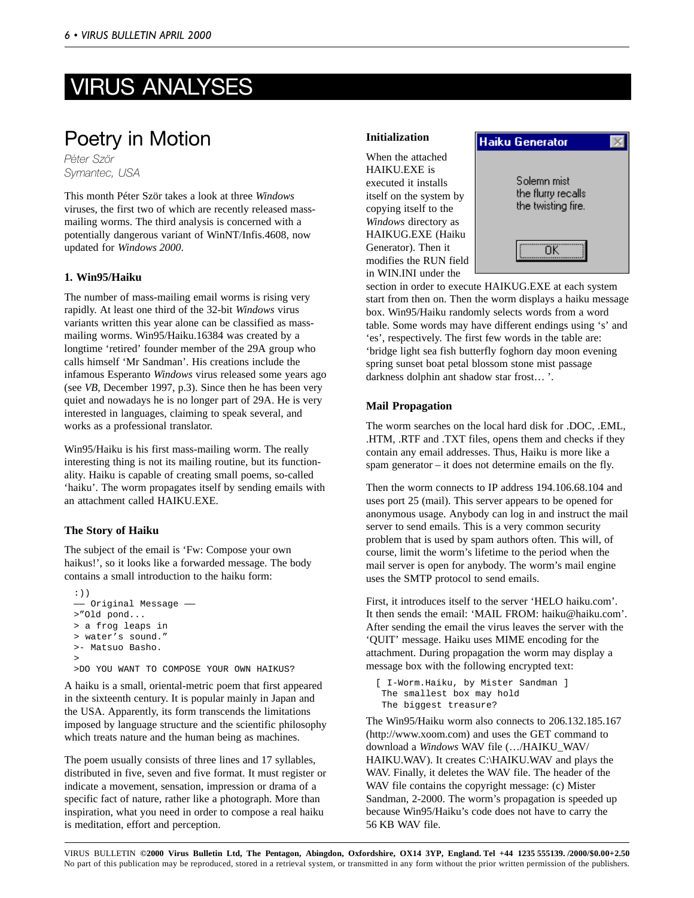# VIRUS ANALYSES

## Poetry in Motion

*Péter Ször*
*Symantec, USA*

This month Péter Ször takes a look at three *Windows* viruses, the first two of which are recently released mass-mailing worms. The third analysis is concerned with a potentially dangerous variant of WinNT/Infis.4608, now updated for *Windows 2000*.

### 1. Win95/Haiku

The number of mass-mailing email worms is rising very rapidly. At least one third of the 32-bit *Windows* virus variants written this year alone can be classified as mass-mailing worms. Win95/Haiku.16384 was created by a longtime 'retired' founder member of the 29A group who calls himself 'Mr Sandman'. His creations include the infamous Esperanto *Windows* virus released some years ago (see *VB*, December 1997, p.3). Since then he has been very quiet and nowadays he is no longer part of 29A. He is very interested in languages, claiming to speak several, and works as a professional translator.

Win95/Haiku is his first mass-mailing worm. The really interesting thing is not its mailing routine, but its functionality. Haiku is capable of creating small poems, so-called 'haiku'. The worm propagates itself by sending emails with an attachment called HAIKU.EXE.

### The Story of Haiku

The subject of the email is 'Fw: Compose your own haikus!', so it looks like a forwarded message. The body contains a small introduction to the haiku form:

```
:))
—— Original Message ——
>"Old pond...
> a frog leaps in
> water's sound."
>- Matsuo Basho.
>
>DO YOU WANT TO COMPOSE YOUR OWN HAIKUS?
```

A haiku is a small, oriental-metric poem that first appeared in the sixteenth century. It is popular mainly in Japan and the USA. Apparently, its form transcends the limitations imposed by language structure and the scientific philosophy which treats nature and the human being as machines.

The poem usually consists of three lines and 17 syllables, distributed in five, seven and five format. It must register or indicate a movement, sensation, impression or drama of a specific fact of nature, rather like a photograph. More than inspiration, what you need in order to compose a real haiku is meditation, effort and perception.

### Initialization

When the attached HAIKU.EXE is executed it installs itself on the system by copying itself to the *Windows* directory as HAIKUG.EXE (Haiku Generator). Then it modifies the RUN field in WIN.INI under the section in order to execute HAIKUG.EXE at each system start from then on. Then the worm displays a haiku message box. Win95/Haiku randomly selects words from a word table. Some words may have different endings using 's' and 'es', respectively. The first few words in the table are: 'bridge light sea fish butterfly foghorn day moon evening spring sunset boat petal blossom stone mist passage darkness dolphin ant shadow star frost… '.

```
Haiku Generator

Solemn mist
the flurry recalls
the twisting fire.

OK
```

### Mail Propagation

The worm searches on the local hard disk for .DOC, .EML, .HTM, .RTF and .TXT files, opens them and checks if they contain any email addresses. Thus, Haiku is more like a spam generator – it does not determine emails on the fly.

Then the worm connects to IP address 194.106.68.104 and uses port 25 (mail). This server appears to be opened for anonymous usage. Anybody can log in and instruct the mail server to send emails. This is a very common security problem that is used by spam authors often. This will, of course, limit the worm's lifetime to the period when the mail server is open for anybody. The worm's mail engine uses the SMTP protocol to send emails.

First, it introduces itself to the server 'HELO haiku.com'. It then sends the email: 'MAIL FROM: haiku@haiku.com'. After sending the email the virus leaves the server with the 'QUIT' message. Haiku uses MIME encoding for the attachment. During propagation the worm may display a message box with the following encrypted text:

```
[ I-Worm.Haiku, by Mister Sandman ]
 The smallest box may hold
 The biggest treasure?
```

The Win95/Haiku worm also connects to 206.132.185.167 (http://www.xoom.com) and uses the GET command to download a *Windows* WAV file (…/HAIKU_WAV/HAIKU.WAV). It creates C:\HAIKU.WAV and plays the WAV. Finally, it deletes the WAV file. The header of the WAV file contains the copyright message: (c) Mister Sandman, 2-2000. The worm's propagation is speeded up because Win95/Haiku's code does not have to carry the 56 KB WAV file.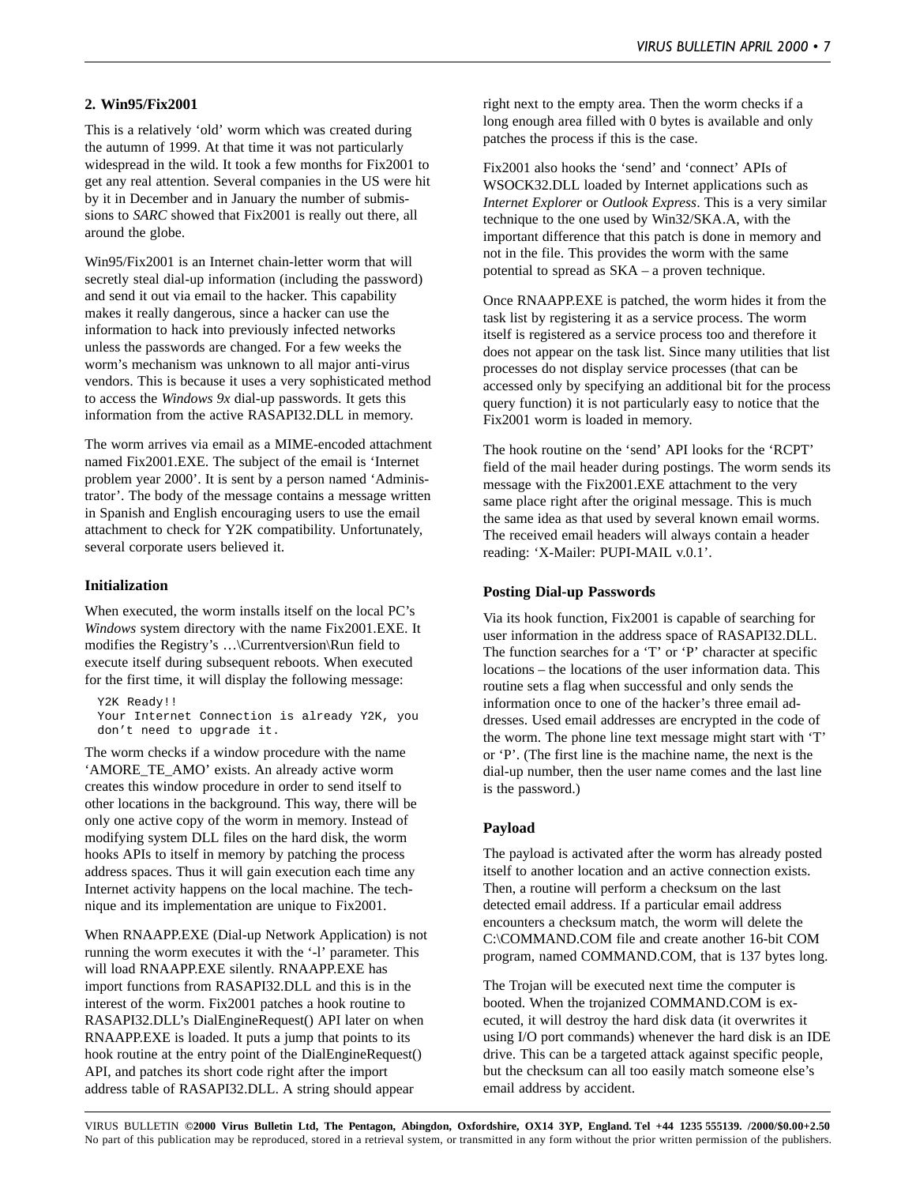### 2. Win95/Fix2001

This is a relatively 'old' worm which was created during the autumn of 1999. At that time it was not particularly widespread in the wild. It took a few months for Fix2001 to get any real attention. Several companies in the US were hit by it in December and in January the number of submissions to *SARC* showed that Fix2001 is really out there, all around the globe.

Win95/Fix2001 is an Internet chain-letter worm that will secretly steal dial-up information (including the password) and send it out via email to the hacker. This capability makes it really dangerous, since a hacker can use the information to hack into previously infected networks unless the passwords are changed. For a few weeks the worm's mechanism was unknown to all major anti-virus vendors. This is because it uses a very sophisticated method to access the *Windows 9x* dial-up passwords. It gets this information from the active RASAPI32.DLL in memory.

The worm arrives via email as a MIME-encoded attachment named Fix2001.EXE. The subject of the email is 'Internet problem year 2000'. It is sent by a person named 'Administrator'. The body of the message contains a message written in Spanish and English encouraging users to use the email attachment to check for Y2K compatibility. Unfortunately, several corporate users believed it.

### Initialization

When executed, the worm installs itself on the local PC's *Windows* system directory with the name Fix2001.EXE. It modifies the Registry's …\Currentversion\Run field to execute itself during subsequent reboots. When executed for the first time, it will display the following message:

```
Y2K Ready!!
Your Internet Connection is already Y2K, you
don't need to upgrade it.
```

The worm checks if a window procedure with the name 'AMORE_TE_AMO' exists. An already active worm creates this window procedure in order to send itself to other locations in the background. This way, there will be only one active copy of the worm in memory. Instead of modifying system DLL files on the hard disk, the worm hooks APIs to itself in memory by patching the process address spaces. Thus it will gain execution each time any Internet activity happens on the local machine. The technique and its implementation are unique to Fix2001.

When RNAAPP.EXE (Dial-up Network Application) is not running the worm executes it with the '-l' parameter. This will load RNAAPP.EXE silently. RNAAPP.EXE has import functions from RASAPI32.DLL and this is in the interest of the worm. Fix2001 patches a hook routine to RASAPI32.DLL's DialEngineRequest() API later on when RNAAPP.EXE is loaded. It puts a jump that points to its hook routine at the entry point of the DialEngineRequest() API, and patches its short code right after the import address table of RASAPI32.DLL. A string should appear right next to the empty area. Then the worm checks if a long enough area filled with 0 bytes is available and only patches the process if this is the case.

Fix2001 also hooks the 'send' and 'connect' APIs of WSOCK32.DLL loaded by Internet applications such as *Internet Explorer* or *Outlook Express*. This is a very similar technique to the one used by Win32/SKA.A, with the important difference that this patch is done in memory and not in the file. This provides the worm with the same potential to spread as SKA – a proven technique.

Once RNAAPP.EXE is patched, the worm hides it from the task list by registering it as a service process. The worm itself is registered as a service process too and therefore it does not appear on the task list. Since many utilities that list processes do not display service processes (that can be accessed only by specifying an additional bit for the process query function) it is not particularly easy to notice that the Fix2001 worm is loaded in memory.

The hook routine on the 'send' API looks for the 'RCPT' field of the mail header during postings. The worm sends its message with the Fix2001.EXE attachment to the very same place right after the original message. This is much the same idea as that used by several known email worms. The received email headers will always contain a header reading: 'X-Mailer: PUPI-MAIL v.0.1'.

### Posting Dial-up Passwords

Via its hook function, Fix2001 is capable of searching for user information in the address space of RASAPI32.DLL. The function searches for a 'T' or 'P' character at specific locations – the locations of the user information data. This routine sets a flag when successful and only sends the information once to one of the hacker's three email addresses. Used email addresses are encrypted in the code of the worm. The phone line text message might start with 'T' or 'P'. (The first line is the machine name, the next is the dial-up number, then the user name comes and the last line is the password.)

### Payload

The payload is activated after the worm has already posted itself to another location and an active connection exists. Then, a routine will perform a checksum on the last detected email address. If a particular email address encounters a checksum match, the worm will delete the C:\COMMAND.COM file and create another 16-bit COM program, named COMMAND.COM, that is 137 bytes long.

The Trojan will be executed next time the computer is booted. When the trojanized COMMAND.COM is executed, it will destroy the hard disk data (it overwrites it using I/O port commands) whenever the hard disk is an IDE drive. This can be a targeted attack against specific people, but the checksum can all too easily match someone else's email address by accident.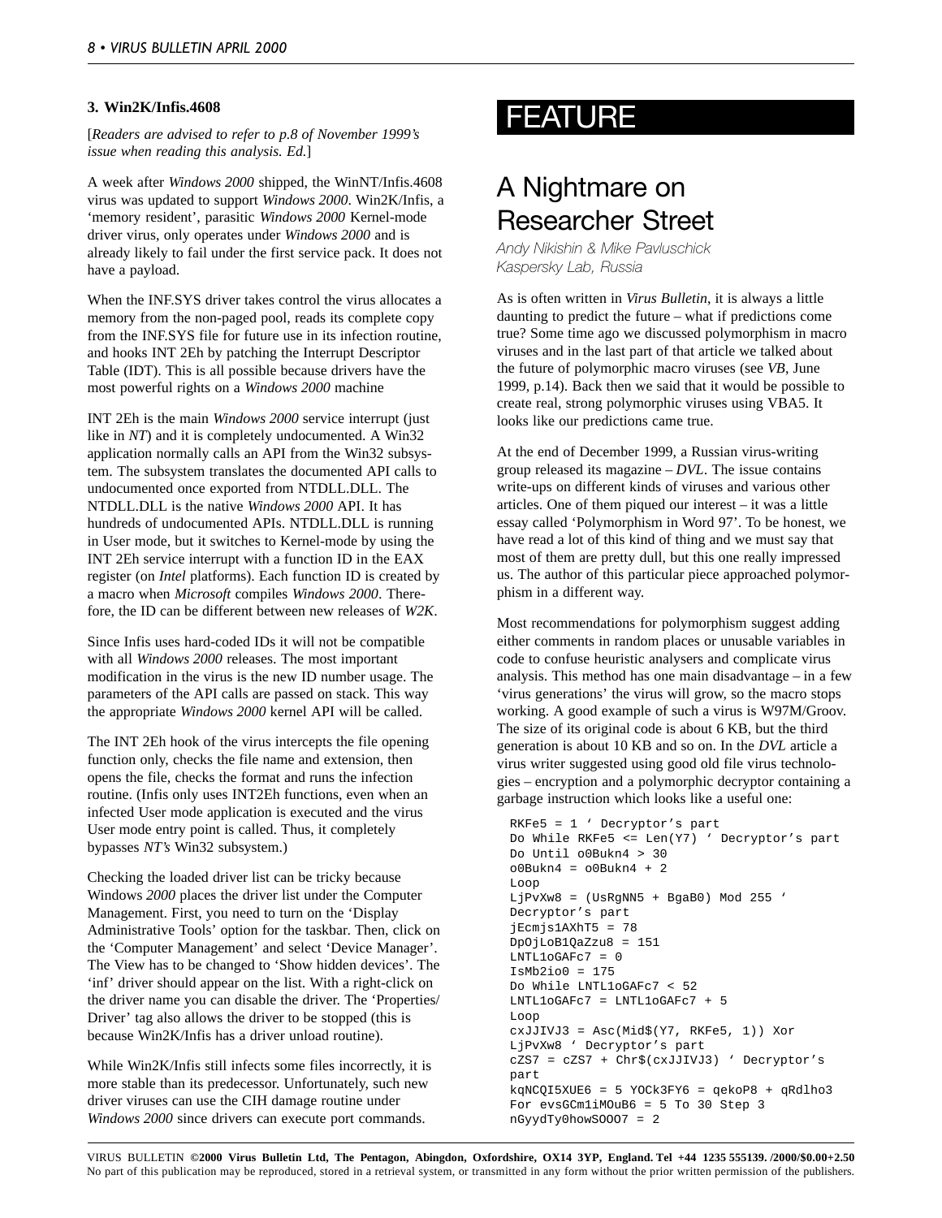### 3. Win2K/Infis.4608

[*Readers are advised to refer to p.8 of November 1999's issue when reading this analysis. Ed.*]

A week after *Windows 2000* shipped, the WinNT/Infis.4608 virus was updated to support *Windows 2000*. Win2K/Infis, a 'memory resident', parasitic *Windows 2000* Kernel-mode driver virus, only operates under *Windows 2000* and is already likely to fail under the first service pack. It does not have a payload.

When the INF.SYS driver takes control the virus allocates a memory from the non-paged pool, reads its complete copy from the INF.SYS file for future use in its infection routine, and hooks INT 2Eh by patching the Interrupt Descriptor Table (IDT). This is all possible because drivers have the most powerful rights on a *Windows 2000* machine

INT 2Eh is the main *Windows 2000* service interrupt (just like in *NT*) and it is completely undocumented. A Win32 application normally calls an API from the Win32 subsystem. The subsystem translates the documented API calls to undocumented once exported from NTDLL.DLL. The NTDLL.DLL is the native *Windows 2000* API. It has hundreds of undocumented APIs. NTDLL.DLL is running in User mode, but it switches to Kernel-mode by using the INT 2Eh service interrupt with a function ID in the EAX register (on *Intel* platforms). Each function ID is created by a macro when *Microsoft* compiles *Windows 2000*. Therefore, the ID can be different between new releases of *W2K*.

Since Infis uses hard-coded IDs it will not be compatible with all *Windows 2000* releases. The most important modification in the virus is the new ID number usage. The parameters of the API calls are passed on stack. This way the appropriate *Windows 2000* kernel API will be called.

The INT 2Eh hook of the virus intercepts the file opening function only, checks the file name and extension, then opens the file, checks the format and runs the infection routine. (Infis only uses INT2Eh functions, even when an infected User mode application is executed and the virus User mode entry point is called. Thus, it completely bypasses *NT's* Win32 subsystem.)

Checking the loaded driver list can be tricky because Windows *2000* places the driver list under the Computer Management. First, you need to turn on the 'Display Administrative Tools' option for the taskbar. Then, click on the 'Computer Management' and select 'Device Manager'. The View has to be changed to 'Show hidden devices'. The 'inf' driver should appear on the list. With a right-click on the driver name you can disable the driver. The 'Properties/ Driver' tag also allows the driver to be stopped (this is because Win2K/Infis has a driver unload routine).

While Win2K/Infis still infects some files incorrectly, it is more stable than its predecessor. Unfortunately, such new driver viruses can use the CIH damage routine under *Windows 2000* since drivers can execute port commands.

# FEATURE

## A Nightmare on Researcher Street

*Andy Nikishin & Mike Pavluschick*
*Kaspersky Lab, Russia*

As is often written in *Virus Bulletin*, it is always a little daunting to predict the future – what if predictions come true? Some time ago we discussed polymorphism in macro viruses and in the last part of that article we talked about the future of polymorphic macro viruses (see *VB*, June 1999, p.14). Back then we said that it would be possible to create real, strong polymorphic viruses using VBA5. It looks like our predictions came true.

At the end of December 1999, a Russian virus-writing group released its magazine – *DVL*. The issue contains write-ups on different kinds of viruses and various other articles. One of them piqued our interest – it was a little essay called 'Polymorphism in Word 97'. To be honest, we have read a lot of this kind of thing and we must say that most of them are pretty dull, but this one really impressed us. The author of this particular piece approached polymorphism in a different way.

Most recommendations for polymorphism suggest adding either comments in random places or unusable variables in code to confuse heuristic analysers and complicate virus analysis. This method has one main disadvantage – in a few 'virus generations' the virus will grow, so the macro stops working. A good example of such a virus is W97M/Groov. The size of its original code is about 6 KB, but the third generation is about 10 KB and so on. In the *DVL* article a virus writer suggested using good old file virus technologies – encryption and a polymorphic decryptor containing a garbage instruction which looks like a useful one:

```
RKFe5 = 1 ' Decryptor's part
Do While RKFe5 <= Len(Y7) ' Decryptor's part
Do Until o0Bukn4 > 30
o0Bukn4 = o0Bukn4 + 2
Loop
LjPvXw8 = (UsRgNN5 + BgaB0) Mod 255 '
Decryptor's part
jEcmjs1AXhT5 = 78
DpOjLoB1QaZzu8 = 151
LNTL1oGAFc7 = 0
IsMb2io0 = 175
Do While LNTL1oGAFc7 < 52
LNTL1oGAFc7 = LNTL1oGAFc7 + 5
Loop
cxJJIVJ3 = Asc(Mid$(Y7, RKFe5, 1)) Xor
LjPvXw8 ' Decryptor's part
cZS7 = cZS7 + Chr$(cxJJIVJ3) ' Decryptor's
part
kqNCQI5XUE6 = 5 YOCk3FY6 = qekoP8 + qRdlho3
For evsGCm1iMOuB6 = 5 To 30 Step 3
nGyydTy0howSOOO7 = 2
```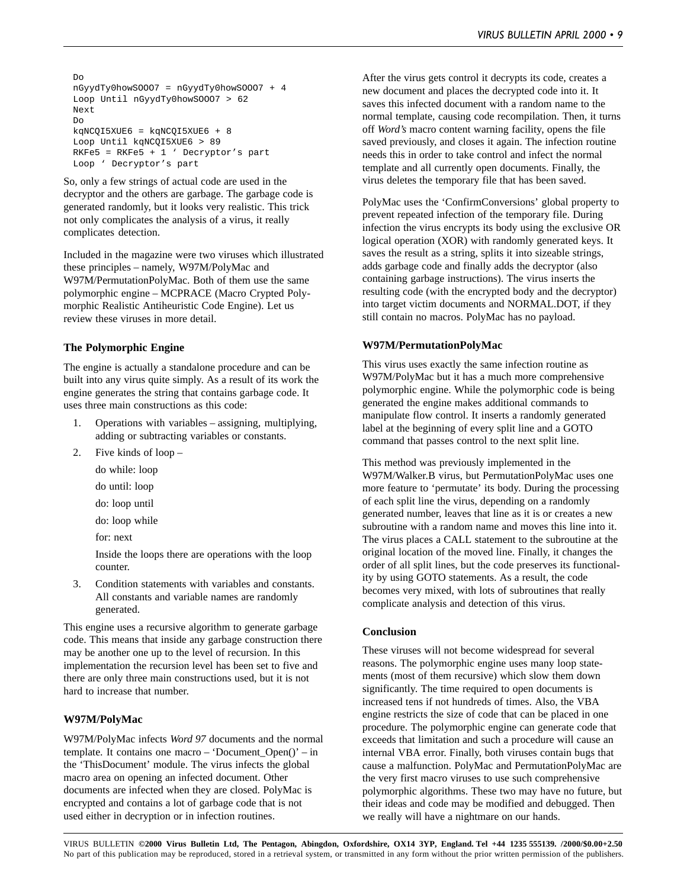```
Do
nGyydTy0howSOOO7 = nGyydTy0howSOOO7 + 4
Loop Until nGyydTy0howSOOO7 > 62
Next
Do
kqNCQI5XUE6 = kqNCQI5XUE6 + 8
Loop Until kqNCQI5XUE6 > 89
RKFe5 = RKFe5 + 1 ' Decryptor's part
Loop ' Decryptor's part
```

So, only a few strings of actual code are used in the decryptor and the others are garbage. The garbage code is generated randomly, but it looks very realistic. This trick not only complicates the analysis of a virus, it really complicates detection.

Included in the magazine were two viruses which illustrated these principles – namely, W97M/PolyMac and W97M/PermutationPolyMac. Both of them use the same polymorphic engine – MCPRACE (Macro Crypted Polymorphic Realistic Antiheuristic Code Engine). Let us review these viruses in more detail.

### The Polymorphic Engine

The engine is actually a standalone procedure and can be built into any virus quite simply. As a result of its work the engine generates the string that contains garbage code. It uses three main constructions as this code:

1. Operations with variables – assigning, multiplying, adding or subtracting variables or constants.
2. Five kinds of loop –

   do while: loop

   do until: loop

   do: loop until

   do: loop while

   for: next

   Inside the loops there are operations with the loop counter.
3. Condition statements with variables and constants. All constants and variable names are randomly generated.

This engine uses a recursive algorithm to generate garbage code. This means that inside any garbage construction there may be another one up to the level of recursion. In this implementation the recursion level has been set to five and there are only three main constructions used, but it is not hard to increase that number.

### W97M/PolyMac

W97M/PolyMac infects *Word 97* documents and the normal template. It contains one macro – 'Document_Open()' – in the 'ThisDocument' module. The virus infects the global macro area on opening an infected document. Other documents are infected when they are closed. PolyMac is encrypted and contains a lot of garbage code that is not used either in decryption or in infection routines.

After the virus gets control it decrypts its code, creates a new document and places the decrypted code into it. It saves this infected document with a random name to the normal template, causing code recompilation. Then, it turns off *Word's* macro content warning facility, opens the file saved previously, and closes it again. The infection routine needs this in order to take control and infect the normal template and all currently open documents. Finally, the virus deletes the temporary file that has been saved.

PolyMac uses the 'ConfirmConversions' global property to prevent repeated infection of the temporary file. During infection the virus encrypts its body using the exclusive OR logical operation (XOR) with randomly generated keys. It saves the result as a string, splits it into sizeable strings, adds garbage code and finally adds the decryptor (also containing garbage instructions). The virus inserts the resulting code (with the encrypted body and the decryptor) into target victim documents and NORMAL.DOT, if they still contain no macros. PolyMac has no payload.

### W97M/PermutationPolyMac

This virus uses exactly the same infection routine as W97M/PolyMac but it has a much more comprehensive polymorphic engine. While the polymorphic code is being generated the engine makes additional commands to manipulate flow control. It inserts a randomly generated label at the beginning of every split line and a GOTO command that passes control to the next split line.

This method was previously implemented in the W97M/Walker.B virus, but PermutationPolyMac uses one more feature to 'permutate' its body. During the processing of each split line the virus, depending on a randomly generated number, leaves that line as it is or creates a new subroutine with a random name and moves this line into it. The virus places a CALL statement to the subroutine at the original location of the moved line. Finally, it changes the order of all split lines, but the code preserves its functionality by using GOTO statements. As a result, the code becomes very mixed, with lots of subroutines that really complicate analysis and detection of this virus.

### Conclusion

These viruses will not become widespread for several reasons. The polymorphic engine uses many loop statements (most of them recursive) which slow them down significantly. The time required to open documents is increased tens if not hundreds of times. Also, the VBA engine restricts the size of code that can be placed in one procedure. The polymorphic engine can generate code that exceeds that limitation and such a procedure will cause an internal VBA error. Finally, both viruses contain bugs that cause a malfunction. PolyMac and PermutationPolyMac are the very first macro viruses to use such comprehensive polymorphic algorithms. These two may have no future, but their ideas and code may be modified and debugged. Then we really will have a nightmare on our hands.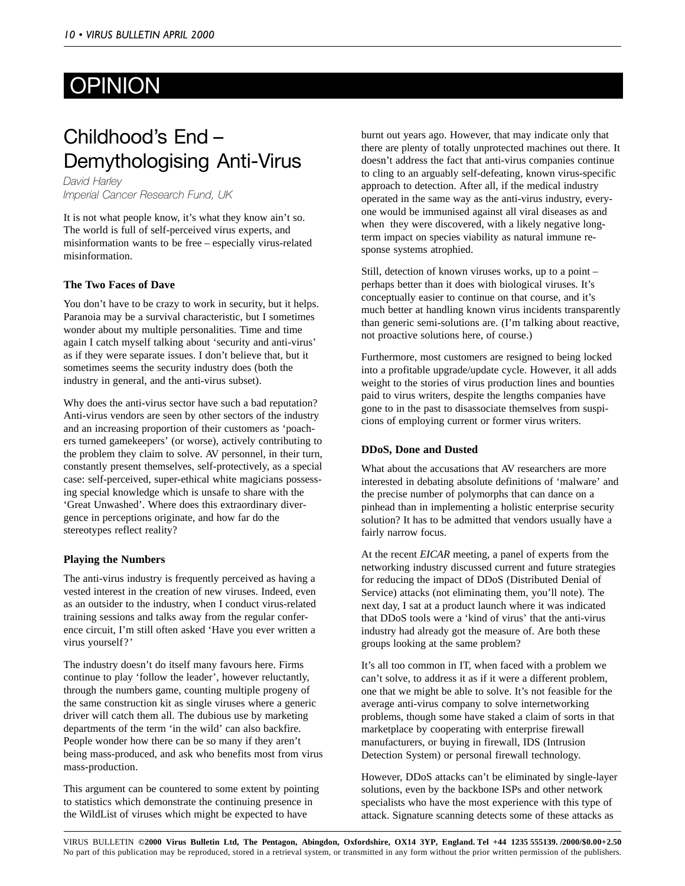# OPINION

## Childhood's End – Demythologising Anti-Virus

*David Harley*
*Imperial Cancer Research Fund, UK*

It is not what people know, it's what they know ain't so. The world is full of self-perceived virus experts, and misinformation wants to be free – especially virus-related misinformation.

### The Two Faces of Dave

You don't have to be crazy to work in security, but it helps. Paranoia may be a survival characteristic, but I sometimes wonder about my multiple personalities. Time and time again I catch myself talking about 'security and anti-virus' as if they were separate issues. I don't believe that, but it sometimes seems the security industry does (both the industry in general, and the anti-virus subset).

Why does the anti-virus sector have such a bad reputation? Anti-virus vendors are seen by other sectors of the industry and an increasing proportion of their customers as 'poachers turned gamekeepers' (or worse), actively contributing to the problem they claim to solve. AV personnel, in their turn, constantly present themselves, self-protectively, as a special case: self-perceived, super-ethical white magicians possessing special knowledge which is unsafe to share with the 'Great Unwashed'. Where does this extraordinary divergence in perceptions originate, and how far do the stereotypes reflect reality?

### Playing the Numbers

The anti-virus industry is frequently perceived as having a vested interest in the creation of new viruses. Indeed, even as an outsider to the industry, when I conduct virus-related training sessions and talks away from the regular conference circuit, I'm still often asked 'Have you ever written a virus yourself?'

The industry doesn't do itself many favours here. Firms continue to play 'follow the leader', however reluctantly, through the numbers game, counting multiple progeny of the same construction kit as single viruses where a generic driver will catch them all. The dubious use by marketing departments of the term 'in the wild' can also backfire. People wonder how there can be so many if they aren't being mass-produced, and ask who benefits most from virus mass-production.

This argument can be countered to some extent by pointing to statistics which demonstrate the continuing presence in the WildList of viruses which might be expected to have burnt out years ago. However, that may indicate only that there are plenty of totally unprotected machines out there. It doesn't address the fact that anti-virus companies continue to cling to an arguably self-defeating, known virus-specific approach to detection. After all, if the medical industry operated in the same way as the anti-virus industry, everyone would be immunised against all viral diseases as and when they were discovered, with a likely negative long-term impact on species viability as natural immune response systems atrophied.

Still, detection of known viruses works, up to a point – perhaps better than it does with biological viruses. It's conceptually easier to continue on that course, and it's much better at handling known virus incidents transparently than generic semi-solutions are. (I'm talking about reactive, not proactive solutions here, of course.)

Furthermore, most customers are resigned to being locked into a profitable upgrade/update cycle. However, it all adds weight to the stories of virus production lines and bounties paid to virus writers, despite the lengths companies have gone to in the past to disassociate themselves from suspicions of employing current or former virus writers.

### DDoS, Done and Dusted

What about the accusations that AV researchers are more interested in debating absolute definitions of 'malware' and the precise number of polymorphs that can dance on a pinhead than in implementing a holistic enterprise security solution? It has to be admitted that vendors usually have a fairly narrow focus.

At the recent *EICAR* meeting, a panel of experts from the networking industry discussed current and future strategies for reducing the impact of DDoS (Distributed Denial of Service) attacks (not eliminating them, you'll note). The next day, I sat at a product launch where it was indicated that DDoS tools were a 'kind of virus' that the anti-virus industry had already got the measure of. Are both these groups looking at the same problem?

It's all too common in IT, when faced with a problem we can't solve, to address it as if it were a different problem, one that we might be able to solve. It's not feasible for the average anti-virus company to solve internetworking problems, though some have staked a claim of sorts in that marketplace by cooperating with enterprise firewall manufacturers, or buying in firewall, IDS (Intrusion Detection System) or personal firewall technology.

However, DDoS attacks can't be eliminated by single-layer solutions, even by the backbone ISPs and other network specialists who have the most experience with this type of attack. Signature scanning detects some of these attacks as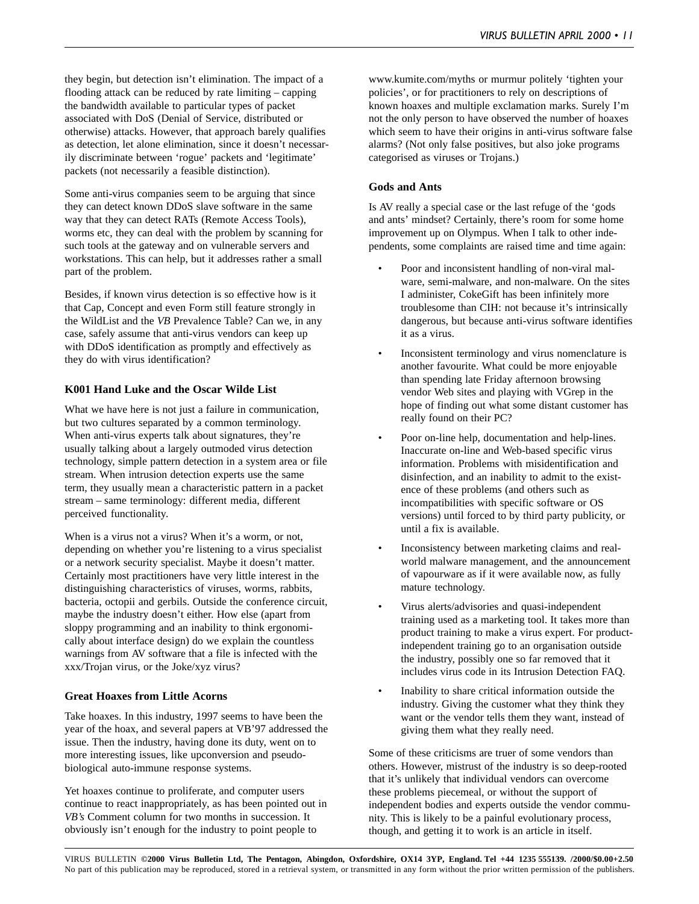they begin, but detection isn't elimination. The impact of a flooding attack can be reduced by rate limiting – capping the bandwidth available to particular types of packet associated with DoS (Denial of Service, distributed or otherwise) attacks. However, that approach barely qualifies as detection, let alone elimination, since it doesn't necessarily discriminate between 'rogue' packets and 'legitimate' packets (not necessarily a feasible distinction).

Some anti-virus companies seem to be arguing that since they can detect known DDoS slave software in the same way that they can detect RATs (Remote Access Tools), worms etc, they can deal with the problem by scanning for such tools at the gateway and on vulnerable servers and workstations. This can help, but it addresses rather a small part of the problem.

Besides, if known virus detection is so effective how is it that Cap, Concept and even Form still feature strongly in the WildList and the *VB* Prevalence Table? Can we, in any case, safely assume that anti-virus vendors can keep up with DDoS identification as promptly and effectively as they do with virus identification?

### K001 Hand Luke and the Oscar Wilde List

What we have here is not just a failure in communication, but two cultures separated by a common terminology. When anti-virus experts talk about signatures, they're usually talking about a largely outmoded virus detection technology, simple pattern detection in a system area or file stream. When intrusion detection experts use the same term, they usually mean a characteristic pattern in a packet stream – same terminology: different media, different perceived functionality.

When is a virus not a virus? When it's a worm, or not, depending on whether you're listening to a virus specialist or a network security specialist. Maybe it doesn't matter. Certainly most practitioners have very little interest in the distinguishing characteristics of viruses, worms, rabbits, bacteria, octopii and gerbils. Outside the conference circuit, maybe the industry doesn't either. How else (apart from sloppy programming and an inability to think ergonomically about interface design) do we explain the countless warnings from AV software that a file is infected with the xxx/Trojan virus, or the Joke/xyz virus?

### Great Hoaxes from Little Acorns

Take hoaxes. In this industry, 1997 seems to have been the year of the hoax, and several papers at VB'97 addressed the issue. Then the industry, having done its duty, went on to more interesting issues, like upconversion and pseudo-biological auto-immune response systems.

Yet hoaxes continue to proliferate, and computer users continue to react inappropriately, as has been pointed out in *VB's* Comment column for two months in succession. It obviously isn't enough for the industry to point people to www.kumite.com/myths or murmur politely 'tighten your policies', or for practitioners to rely on descriptions of known hoaxes and multiple exclamation marks. Surely I'm not the only person to have observed the number of hoaxes which seem to have their origins in anti-virus software false alarms? (Not only false positives, but also joke programs categorised as viruses or Trojans.)

### Gods and Ants

Is AV really a special case or the last refuge of the 'gods and ants' mindset? Certainly, there's room for some home improvement up on Olympus. When I talk to other independents, some complaints are raised time and time again:

- Poor and inconsistent handling of non-viral malware, semi-malware, and non-malware. On the sites I administer, CokeGift has been infinitely more troublesome than CIH: not because it's intrinsically dangerous, but because anti-virus software identifies it as a virus.
- Inconsistent terminology and virus nomenclature is another favourite. What could be more enjoyable than spending late Friday afternoon browsing vendor Web sites and playing with VGrep in the hope of finding out what some distant customer has really found on their PC?
- Poor on-line help, documentation and help-lines. Inaccurate on-line and Web-based specific virus information. Problems with misidentification and disinfection, and an inability to admit to the existence of these problems (and others such as incompatibilities with specific software or OS versions) until forced to by third party publicity, or until a fix is available.
- Inconsistency between marketing claims and real-world malware management, and the announcement of vapourware as if it were available now, as fully mature technology.
- Virus alerts/advisories and quasi-independent training used as a marketing tool. It takes more than product training to make a virus expert. For product-independent training go to an organisation outside the industry, possibly one so far removed that it includes virus code in its Intrusion Detection FAQ.
- Inability to share critical information outside the industry. Giving the customer what they think they want or the vendor tells them they want, instead of giving them what they really need.

Some of these criticisms are truer of some vendors than others. However, mistrust of the industry is so deep-rooted that it's unlikely that individual vendors can overcome these problems piecemeal, or without the support of independent bodies and experts outside the vendor community. This is likely to be a painful evolutionary process, though, and getting it to work is an article in itself.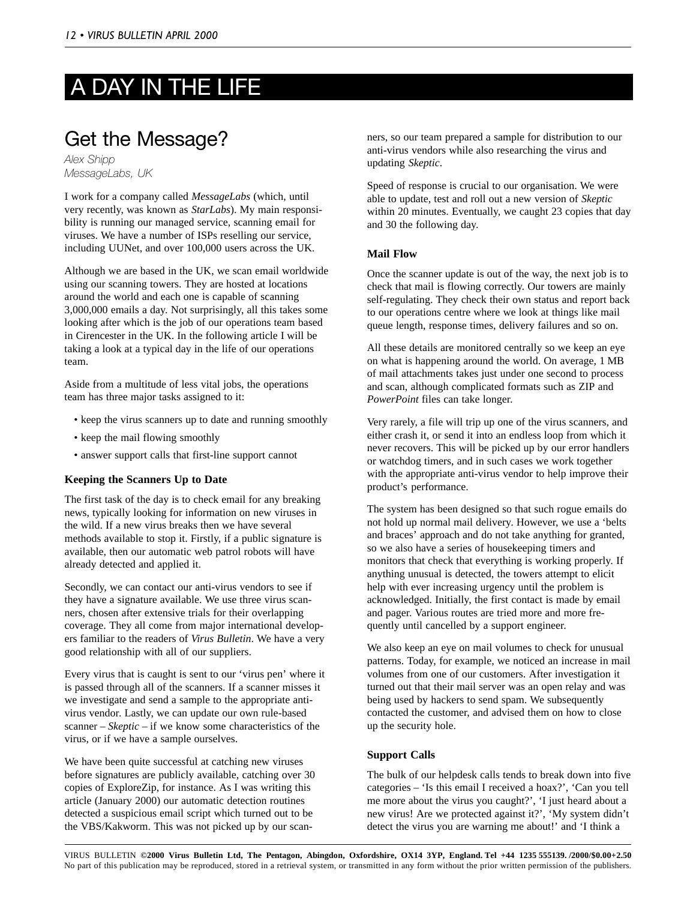# A DAY IN THE LIFE

## Get the Message?

*Alex Shipp*
*MessageLabs, UK*

I work for a company called *MessageLabs* (which, until very recently, was known as *StarLabs*). My main responsibility is running our managed service, scanning email for viruses. We have a number of ISPs reselling our service, including UUNet, and over 100,000 users across the UK.

Although we are based in the UK, we scan email worldwide using our scanning towers. They are hosted at locations around the world and each one is capable of scanning 3,000,000 emails a day. Not surprisingly, all this takes some looking after which is the job of our operations team based in Cirencester in the UK. In the following article I will be taking a look at a typical day in the life of our operations team.

Aside from a multitude of less vital jobs, the operations team has three major tasks assigned to it:

- keep the virus scanners up to date and running smoothly
- keep the mail flowing smoothly
- answer support calls that first-line support cannot

### Keeping the Scanners Up to Date

The first task of the day is to check email for any breaking news, typically looking for information on new viruses in the wild. If a new virus breaks then we have several methods available to stop it. Firstly, if a public signature is available, then our automatic web patrol robots will have already detected and applied it.

Secondly, we can contact our anti-virus vendors to see if they have a signature available. We use three virus scanners, chosen after extensive trials for their overlapping coverage. They all come from major international developers familiar to the readers of *Virus Bulletin*. We have a very good relationship with all of our suppliers.

Every virus that is caught is sent to our 'virus pen' where it is passed through all of the scanners. If a scanner misses it we investigate and send a sample to the appropriate anti-virus vendor. Lastly, we can update our own rule-based scanner – *Skeptic* – if we know some characteristics of the virus, or if we have a sample ourselves.

We have been quite successful at catching new viruses before signatures are publicly available, catching over 30 copies of ExploreZip, for instance. As I was writing this article (January 2000) our automatic detection routines detected a suspicious email script which turned out to be the VBS/Kakworm. This was not picked up by our scanners, so our team prepared a sample for distribution to our anti-virus vendors while also researching the virus and updating *Skeptic*.

Speed of response is crucial to our organisation. We were able to update, test and roll out a new version of *Skeptic* within 20 minutes. Eventually, we caught 23 copies that day and 30 the following day.

### Mail Flow

Once the scanner update is out of the way, the next job is to check that mail is flowing correctly. Our towers are mainly self-regulating. They check their own status and report back to our operations centre where we look at things like mail queue length, response times, delivery failures and so on.

All these details are monitored centrally so we keep an eye on what is happening around the world. On average, 1 MB of mail attachments takes just under one second to process and scan, although complicated formats such as ZIP and *PowerPoint* files can take longer.

Very rarely, a file will trip up one of the virus scanners, and either crash it, or send it into an endless loop from which it never recovers. This will be picked up by our error handlers or watchdog timers, and in such cases we work together with the appropriate anti-virus vendor to help improve their product's performance.

The system has been designed so that such rogue emails do not hold up normal mail delivery. However, we use a 'belts and braces' approach and do not take anything for granted, so we also have a series of housekeeping timers and monitors that check that everything is working properly. If anything unusual is detected, the towers attempt to elicit help with ever increasing urgency until the problem is acknowledged. Initially, the first contact is made by email and pager. Various routes are tried more and more frequently until cancelled by a support engineer.

We also keep an eye on mail volumes to check for unusual patterns. Today, for example, we noticed an increase in mail volumes from one of our customers. After investigation it turned out that their mail server was an open relay and was being used by hackers to send spam. We subsequently contacted the customer, and advised them on how to close up the security hole.

### Support Calls

The bulk of our helpdesk calls tends to break down into five categories – 'Is this email I received a hoax?', 'Can you tell me more about the virus you caught?', 'I just heard about a new virus! Are we protected against it?', 'My system didn't detect the virus you are warning me about!' and 'I think a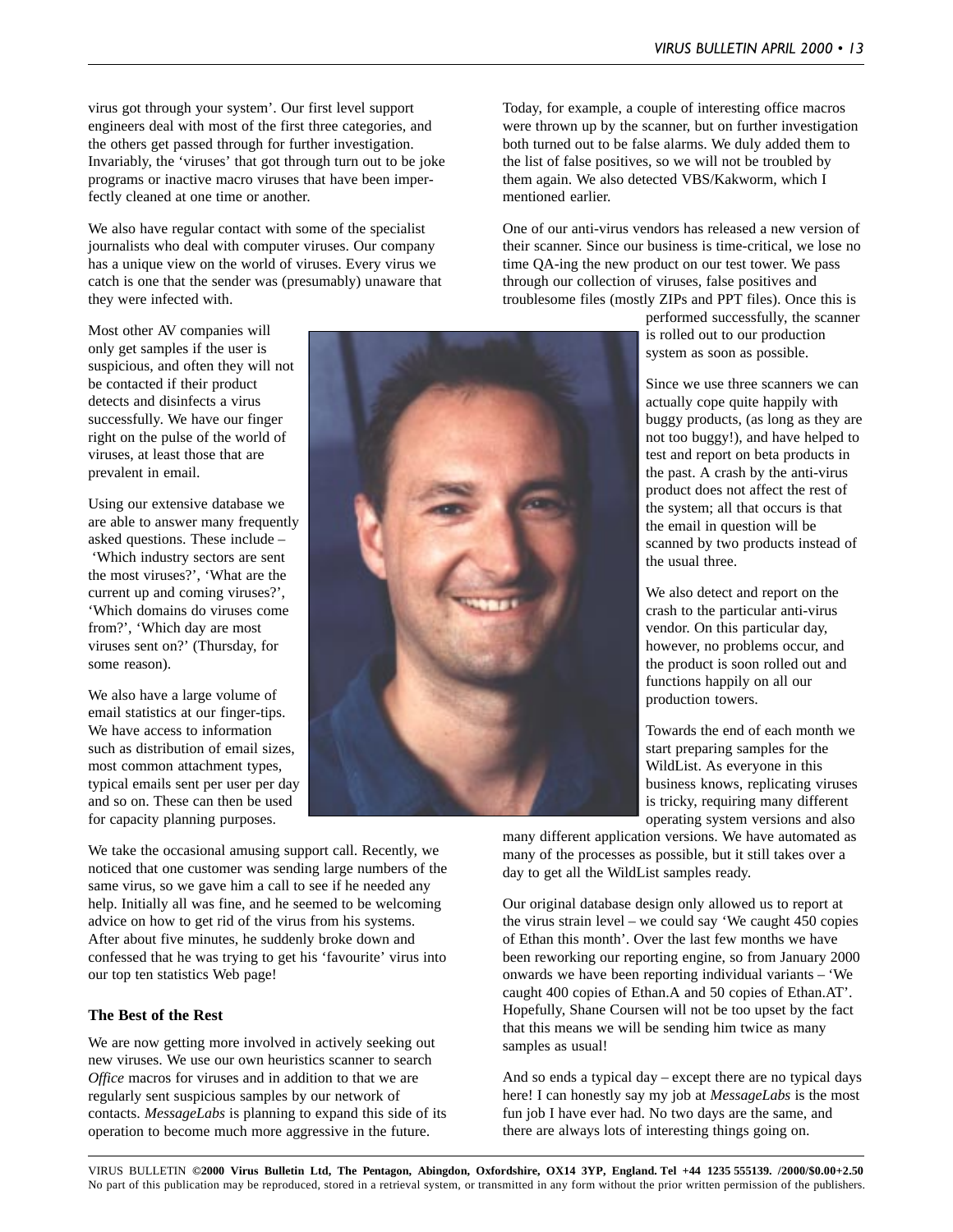virus got through your system'. Our first level support engineers deal with most of the first three categories, and the others get passed through for further investigation. Invariably, the 'viruses' that got through turn out to be joke programs or inactive macro viruses that have been imperfectly cleaned at one time or another.

We also have regular contact with some of the specialist journalists who deal with computer viruses. Our company has a unique view on the world of viruses. Every virus we catch is one that the sender was (presumably) unaware that they were infected with.

Most other AV companies will only get samples if the user is suspicious, and often they will not be contacted if their product detects and disinfects a virus successfully. We have our finger right on the pulse of the world of viruses, at least those that are prevalent in email.

Using our extensive database we are able to answer many frequently asked questions. These include – 'Which industry sectors are sent the most viruses?', 'What are the current up and coming viruses?', 'Which domains do viruses come from?', 'Which day are most viruses sent on?' (Thursday, for some reason).

We also have a large volume of email statistics at our finger-tips. We have access to information such as distribution of email sizes, most common attachment types, typical emails sent per user per day and so on. These can then be used for capacity planning purposes.

We take the occasional amusing support call. Recently, we noticed that one customer was sending large numbers of the same virus, so we gave him a call to see if he needed any help. Initially all was fine, and he seemed to be welcoming advice on how to get rid of the virus from his systems. After about five minutes, he suddenly broke down and confessed that he was trying to get his 'favourite' virus into our top ten statistics Web page!

### The Best of the Rest

We are now getting more involved in actively seeking out new viruses. We use our own heuristics scanner to search *Office* macros for viruses and in addition to that we are regularly sent suspicious samples by our network of contacts. *MessageLabs* is planning to expand this side of its operation to become much more aggressive in the future.

Today, for example, a couple of interesting office macros were thrown up by the scanner, but on further investigation both turned out to be false alarms. We duly added them to the list of false positives, so we will not be troubled by them again. We also detected VBS/Kakworm, which I mentioned earlier.

One of our anti-virus vendors has released a new version of their scanner. Since our business is time-critical, we lose no time QA-ing the new product on our test tower. We pass through our collection of viruses, false positives and troublesome files (mostly ZIPs and PPT files). Once this is performed successfully, the scanner is rolled out to our production system as soon as possible.

Since we use three scanners we can actually cope quite happily with buggy products, (as long as they are not too buggy!), and have helped to test and report on beta products in the past. A crash by the anti-virus product does not affect the rest of the system; all that occurs is that the email in question will be scanned by two products instead of the usual three.

We also detect and report on the crash to the particular anti-virus vendor. On this particular day, however, no problems occur, and the product is soon rolled out and functions happily on all our production towers.

Towards the end of each month we start preparing samples for the WildList. As everyone in this business knows, replicating viruses is tricky, requiring many different operating system versions and also many different application versions. We have automated as many of the processes as possible, but it still takes over a day to get all the WildList samples ready.

Our original database design only allowed us to report at the virus strain level – we could say 'We caught 450 copies of Ethan this month'. Over the last few months we have been reworking our reporting engine, so from January 2000 onwards we have been reporting individual variants – 'We caught 400 copies of Ethan.A and 50 copies of Ethan.AT'. Hopefully, Shane Coursen will not be too upset by the fact that this means we will be sending him twice as many samples as usual!

And so ends a typical day – except there are no typical days here! I can honestly say my job at *MessageLabs* is the most fun job I have ever had. No two days are the same, and there are always lots of interesting things going on.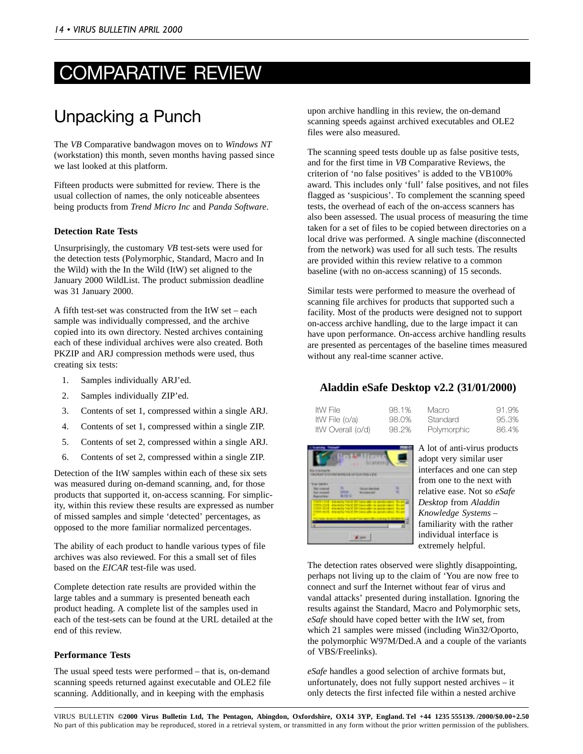# COMPARATIVE REVIEW

## Unpacking a Punch

The *VB* Comparative bandwagon moves on to *Windows NT* (workstation) this month, seven months having passed since we last looked at this platform.

Fifteen products were submitted for review. There is the usual collection of names, the only noticeable absentees being products from *Trend Micro Inc* and *Panda Software*.

### Detection Rate Tests

Unsurprisingly, the customary *VB* test-sets were used for the detection tests (Polymorphic, Standard, Macro and In the Wild) with the In the Wild (ItW) set aligned to the January 2000 WildList. The product submission deadline was 31 January 2000.

A fifth test-set was constructed from the ItW set – each sample was individually compressed, and the archive copied into its own directory. Nested archives containing each of these individual archives were also created. Both PKZIP and ARJ compression methods were used, thus creating six tests:

1. Samples individually ARJ'ed.
2. Samples individually ZIP'ed.
3. Contents of set 1, compressed within a single ARJ.
4. Contents of set 1, compressed within a single ZIP.
5. Contents of set 2, compressed within a single ARJ.
6. Contents of set 2, compressed within a single ZIP.

Detection of the ItW samples within each of these six sets was measured during on-demand scanning, and, for those products that supported it, on-access scanning. For simplicity, within this review these results are expressed as number of missed samples and simple 'detected' percentages, as opposed to the more familiar normalized percentages.

The ability of each product to handle various types of file archives was also reviewed. For this a small set of files based on the *EICAR* test-file was used.

Complete detection rate results are provided within the large tables and a summary is presented beneath each product heading. A complete list of the samples used in each of the test-sets can be found at the URL detailed at the end of this review.

### Performance Tests

The usual speed tests were performed – that is, on-demand scanning speeds returned against executable and OLE2 file scanning. Additionally, and in keeping with the emphasis upon archive handling in this review, the on-demand scanning speeds against archived executables and OLE2 files were also measured.

The scanning speed tests double up as false positive tests, and for the first time in *VB* Comparative Reviews, the criterion of 'no false positives' is added to the VB100% award. This includes only 'full' false positives, and not files flagged as 'suspicious'. To complement the scanning speed tests, the overhead of each of the on-access scanners has also been assessed. The usual process of measuring the time taken for a set of files to be copied between directories on a local drive was performed. A single machine (disconnected from the network) was used for all such tests. The results are provided within this review relative to a common baseline (with no on-access scanning) of 15 seconds.

Similar tests were performed to measure the overhead of scanning file archives for products that supported such a facility. Most of the products were designed not to support on-access archive handling, due to the large impact it can have upon performance. On-access archive handling results are presented as percentages of the baseline times measured without any real-time scanner active.

### Aladdin eSafe Desktop v2.2 (31/01/2000)

| | | | |
|---|---|---|---|
| ItW File | 98.1% | Macro | 91.9% |
| ItW File (o/a) | 98.0% | Standard | 95.3% |
| ItW Overall (o/d) | 98.2% | Polymorphic | 86.4% |

A lot of anti-virus products adopt very similar user interfaces and one can step from one to the next with relative ease. Not so *eSafe Desktop* from *Aladdin Knowledge Systems* – familiarity with the rather individual interface is extremely helpful.

The detection rates observed were slightly disappointing, perhaps not living up to the claim of 'You are now free to connect and surf the Internet without fear of virus and vandal attacks' presented during installation. Ignoring the results against the Standard, Macro and Polymorphic sets, *eSafe* should have coped better with the ItW set, from which 21 samples were missed (including Win32/Oporto, the polymorphic W97M/Ded.A and a couple of the variants of VBS/Freelinks).

*eSafe* handles a good selection of archive formats but, unfortunately, does not fully support nested archives – it only detects the first infected file within a nested archive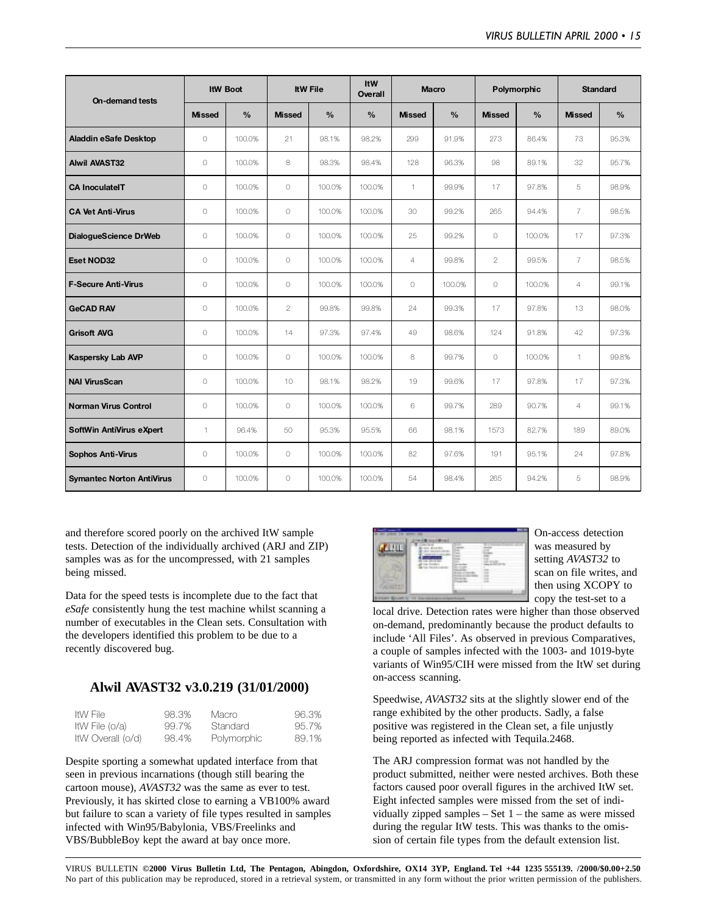| On-demand tests | ItW Boot | | ItW File | | ItW Overall | Macro | | Polymorphic | | Standard | |
|---|---|---|---|---|---|---|---|---|---|---|---|
| | Missed | % | Missed | % | % | Missed | % | Missed | % | Missed | % |
| Aladdin eSafe Desktop | 0 | 100.0% | 21 | 98.1% | 98.2% | 299 | 91.9% | 273 | 86.4% | 73 | 95.3% |
| Alwil AVAST32 | 0 | 100.0% | 8 | 98.3% | 98.4% | 128 | 96.3% | 98 | 89.1% | 32 | 95.7% |
| CA InoculateIT | 0 | 100.0% | 0 | 100.0% | 100.0% | 1 | 99.9% | 17 | 97.8% | 5 | 98.9% |
| CA Vet Anti-Virus | 0 | 100.0% | 0 | 100.0% | 100.0% | 30 | 99.2% | 265 | 94.4% | 7 | 98.5% |
| DialogueScience DrWeb | 0 | 100.0% | 0 | 100.0% | 100.0% | 25 | 99.2% | 0 | 100.0% | 17 | 97.3% |
| Eset NOD32 | 0 | 100.0% | 0 | 100.0% | 100.0% | 4 | 99.8% | 2 | 99.5% | 7 | 98.5% |
| F-Secure Anti-Virus | 0 | 100.0% | 0 | 100.0% | 100.0% | 0 | 100.0% | 0 | 100.0% | 4 | 99.1% |
| GeCAD RAV | 0 | 100.0% | 2 | 99.8% | 99.8% | 24 | 99.3% | 17 | 97.8% | 13 | 98.0% |
| Grisoft AVG | 0 | 100.0% | 14 | 97.3% | 97.4% | 49 | 98.6% | 124 | 91.8% | 42 | 97.3% |
| Kaspersky Lab AVP | 0 | 100.0% | 0 | 100.0% | 100.0% | 8 | 99.7% | 0 | 100.0% | 1 | 99.8% |
| NAI VirusScan | 0 | 100.0% | 10 | 98.1% | 98.2% | 19 | 99.6% | 17 | 97.8% | 17 | 97.3% |
| Norman Virus Control | 0 | 100.0% | 0 | 100.0% | 100.0% | 6 | 99.7% | 289 | 90.7% | 4 | 99.1% |
| SoftWin AntiVirus eXpert | 1 | 96.4% | 50 | 95.3% | 95.5% | 66 | 98.1% | 1573 | 82.7% | 189 | 89.0% |
| Sophos Anti-Virus | 0 | 100.0% | 0 | 100.0% | 100.0% | 82 | 97.6% | 191 | 95.1% | 24 | 97.8% |
| Symantec Norton AntiVirus | 0 | 100.0% | 0 | 100.0% | 100.0% | 54 | 98.4% | 265 | 94.2% | 5 | 98.9% |

and therefore scored poorly on the archived ItW sample tests. Detection of the individually archived (ARJ and ZIP) samples was as for the uncompressed, with 21 samples being missed.

Data for the speed tests is incomplete due to the fact that *eSafe* consistently hung the test machine whilst scanning a number of executables in the Clean sets. Consultation with the developers identified this problem to be due to a recently discovered bug.

## Alwil AVAST32 v3.0.219 (31/01/2000)

| | | | |
|---|---|---|---|
| ItW File | 98.3% | Macro | 96.3% |
| ItW File (o/a) | 99.7% | Standard | 95.7% |
| ItW Overall (o/d) | 98.4% | Polymorphic | 89.1% |

Despite sporting a somewhat updated interface from that seen in previous incarnations (though still bearing the cartoon mouse), *AVAST32* was the same as ever to test. Previously, it has skirted close to earning a VB100% award but failure to scan a variety of file types resulted in samples infected with Win95/Babylonia, VBS/Freelinks and VBS/BubbleBoy kept the award at bay once more.

On-access detection was measured by setting *AVAST32* to scan on file writes, and then using XCOPY to copy the test-set to a local drive. Detection rates were higher than those observed on-demand, predominantly because the product defaults to include 'All Files'. As observed in previous Comparatives, a couple of samples infected with the 1003- and 1019-byte variants of Win95/CIH were missed from the ItW set during on-access scanning.

Speedwise, *AVAST32* sits at the slightly slower end of the range exhibited by the other products. Sadly, a false positive was registered in the Clean set, a file unjustly being reported as infected with Tequila.2468.

The ARJ compression format was not handled by the product submitted, neither were nested archives. Both these factors caused poor overall figures in the archived ItW set. Eight infected samples were missed from the set of individually zipped samples – Set 1 – the same as were missed during the regular ItW tests. This was thanks to the omission of certain file types from the default extension list.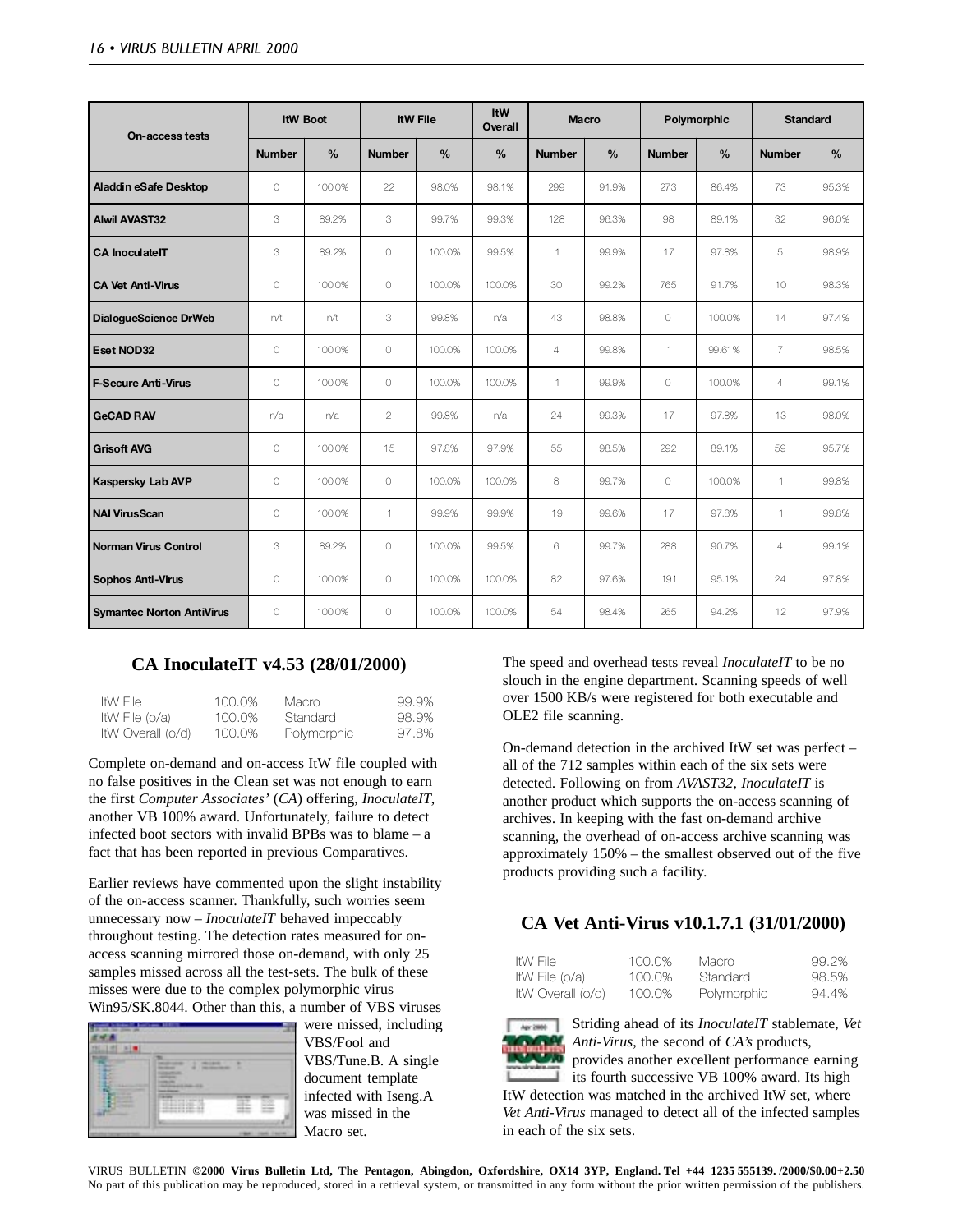| On-access tests | ItW Boot | | ItW File | | ItW Overall | Macro | | Polymorphic | | Standard | |
|---|---|---|---|---|---|---|---|---|---|---|---|
| | Number | % | Number | % | % | Number | % | Number | % | Number | % |
| **Aladdin eSafe Desktop** | 0 | 100.0% | 22 | 98.0% | 98.1% | 299 | 91.9% | 273 | 86.4% | 73 | 95.3% |
| **Alwil AVAST32** | 3 | 89.2% | 3 | 99.7% | 99.3% | 128 | 96.3% | 98 | 89.1% | 32 | 96.0% |
| **CA InoculateIT** | 3 | 89.2% | 0 | 100.0% | 99.5% | 1 | 99.9% | 17 | 97.8% | 5 | 98.9% |
| **CA Vet Anti-Virus** | 0 | 100.0% | 0 | 100.0% | 100.0% | 30 | 99.2% | 765 | 91.7% | 10 | 98.3% |
| **DialogueScience DrWeb** | n/t | n/t | 3 | 99.8% | n/a | 43 | 98.8% | 0 | 100.0% | 14 | 97.4% |
| **Eset NOD32** | 0 | 100.0% | 0 | 100.0% | 100.0% | 4 | 99.8% | 1 | 99.61% | 7 | 98.5% |
| **F-Secure Anti-Virus** | 0 | 100.0% | 0 | 100.0% | 100.0% | 1 | 99.9% | 0 | 100.0% | 4 | 99.1% |
| **GeCAD RAV** | n/a | n/a | 2 | 99.8% | n/a | 24 | 99.3% | 17 | 97.8% | 13 | 98.0% |
| **Grisoft AVG** | 0 | 100.0% | 15 | 97.8% | 97.9% | 55 | 98.5% | 292 | 89.1% | 59 | 95.7% |
| **Kaspersky Lab AVP** | 0 | 100.0% | 0 | 100.0% | 100.0% | 8 | 99.7% | 0 | 100.0% | 1 | 99.8% |
| **NAI VirusScan** | 0 | 100.0% | 1 | 99.9% | 99.9% | 19 | 99.6% | 17 | 97.8% | 1 | 99.8% |
| **Norman Virus Control** | 3 | 89.2% | 0 | 100.0% | 99.5% | 6 | 99.7% | 288 | 90.7% | 4 | 99.1% |
| **Sophos Anti-Virus** | 0 | 100.0% | 0 | 100.0% | 100.0% | 82 | 97.6% | 191 | 95.1% | 24 | 97.8% |
| **Symantec Norton AntiVirus** | 0 | 100.0% | 0 | 100.0% | 100.0% | 54 | 98.4% | 265 | 94.2% | 12 | 97.9% |

## CA InoculateIT v4.53 (28/01/2000)

| | | | |
|---|---|---|---|
| ItW File | 100.0% | Macro | 99.9% |
| ItW File (o/a) | 100.0% | Standard | 98.9% |
| ItW Overall (o/d) | 100.0% | Polymorphic | 97.8% |

Complete on-demand and on-access ItW file coupled with no false positives in the Clean set was not enough to earn the first *Computer Associates'* (*CA*) offering, *InoculateIT*, another VB 100% award. Unfortunately, failure to detect infected boot sectors with invalid BPBs was to blame – a fact that has been reported in previous Comparatives.

Earlier reviews have commented upon the slight instability of the on-access scanner. Thankfully, such worries seem unnecessary now – *InoculateIT* behaved impeccably throughout testing. The detection rates measured for on-access scanning mirrored those on-demand, with only 25 samples missed across all the test-sets. The bulk of these misses were due to the complex polymorphic virus Win95/SK.8044. Other than this, a number of VBS viruses were missed, including VBS/Fool and VBS/Tune.B. A single document template infected with Iseng.A was missed in the Macro set.

The speed and overhead tests reveal *InoculateIT* to be no slouch in the engine department. Scanning speeds of well over 1500 KB/s were registered for both executable and OLE2 file scanning.

On-demand detection in the archived ItW set was perfect – all of the 712 samples within each of the six sets were detected. Following on from *AVAST32*, *InoculateIT* is another product which supports the on-access scanning of archives. In keeping with the fast on-demand archive scanning, the overhead of on-access archive scanning was approximately 150% – the smallest observed out of the five products providing such a facility.

## CA Vet Anti-Virus v10.1.7.1 (31/01/2000)

| | | | |
|---|---|---|---|
| ItW File | 100.0% | Macro | 99.2% |
| ItW File (o/a) | 100.0% | Standard | 98.5% |
| ItW Overall (o/d) | 100.0% | Polymorphic | 94.4% |

Striding ahead of its *InoculateIT* stablemate, *Vet Anti-Virus*, the second of *CA's* products, provides another excellent performance earning its fourth successive VB 100% award. Its high ItW detection was matched in the archived ItW set, where *Vet Anti-Virus* managed to detect all of the infected samples in each of the six sets.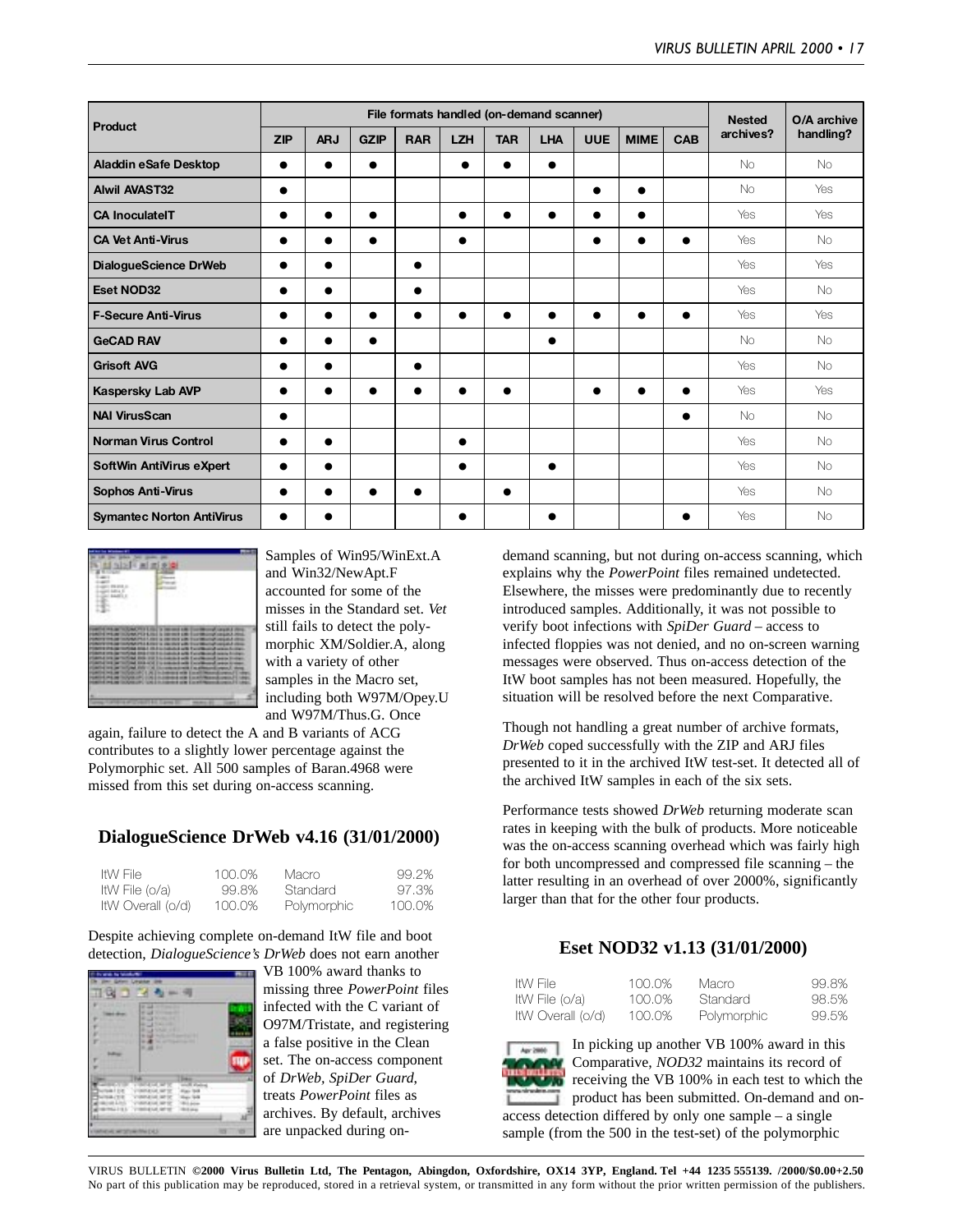| Product | File formats handled (on-demand scanner) | | | | | | | | | | Nested archives? | O/A archive handling? |
|---|---|---|---|---|---|---|---|---|---|---|---|---|
| | ZIP | ARJ | GZIP | RAR | LZH | TAR | LHA | UUE | MIME | CAB | | |
| **Aladdin eSafe Desktop** | ● | ● | ● | | ● | ● | ● | | | | No | No |
| **Alwil AVAST32** | ● | | | | | | | ● | ● | | No | Yes |
| **CA InoculateIT** | ● | ● | ● | | ● | ● | ● | ● | ● | | Yes | Yes |
| **CA Vet Anti-Virus** | ● | ● | ● | | ● | | | ● | ● | ● | Yes | No |
| **DialogueScience DrWeb** | ● | ● | | ● | | | | | | | Yes | Yes |
| **Eset NOD32** | ● | ● | | ● | | | | | | | Yes | No |
| **F-Secure Anti-Virus** | ● | ● | ● | ● | ● | ● | ● | ● | ● | ● | Yes | Yes |
| **GeCAD RAV** | ● | ● | ● | | | | ● | | | | No | No |
| **Grisoft AVG** | ● | ● | | ● | | | | | | | Yes | No |
| **Kaspersky Lab AVP** | ● | ● | ● | ● | ● | ● | | ● | ● | ● | Yes | Yes |
| **NAI VirusScan** | ● | | | | | | | | | ● | No | No |
| **Norman Virus Control** | ● | ● | | | ● | | | | | | Yes | No |
| **SoftWin AntiVirus eXpert** | ● | ● | | | ● | | ● | | | | Yes | No |
| **Sophos Anti-Virus** | ● | ● | ● | ● | | ● | | | | | Yes | No |
| **Symantec Norton AntiVirus** | ● | ● | | | ● | | ● | | | ● | Yes | No |

Samples of Win95/WinExt.A and Win32/NewApt.F accounted for some of the misses in the Standard set. *Vet* still fails to detect the polymorphic XM/Soldier.A, along with a variety of other samples in the Macro set, including both W97M/Opey.U and W97M/Thus.G. Once again, failure to detect the A and B variants of ACG contributes to a slightly lower percentage against the Polymorphic set. All 500 samples of Baran.4968 were missed from this set during on-access scanning.

## DialogueScience DrWeb v4.16 (31/01/2000)

| | | | |
|---|---|---|---|
| ItW File | 100.0% | Macro | 99.2% |
| ItW File (o/a) | 99.8% | Standard | 97.3% |
| ItW Overall (o/d) | 100.0% | Polymorphic | 100.0% |

Despite achieving complete on-demand ItW file and boot detection, *DialogueScience's DrWeb* does not earn another VB 100% award thanks to missing three *PowerPoint* files infected with the C variant of O97M/Tristate, and registering a false positive in the Clean set. The on-access component of *DrWeb*, *SpiDer Guard*, treats *PowerPoint* files as archives. By default, archives are unpacked during on-demand scanning, but not during on-access scanning, which explains why the *PowerPoint* files remained undetected. Elsewhere, the misses were predominantly due to recently introduced samples. Additionally, it was not possible to verify boot infections with *SpiDer Guard* – access to infected floppies was not denied, and no on-screen warning messages were observed. Thus on-access detection of the ItW boot samples has not been measured. Hopefully, the situation will be resolved before the next Comparative.

Though not handling a great number of archive formats, *DrWeb* coped successfully with the ZIP and ARJ files presented to it in the archived ItW test-set. It detected all of the archived ItW samples in each of the six sets.

Performance tests showed *DrWeb* returning moderate scan rates in keeping with the bulk of products. More noticeable was the on-access scanning overhead which was fairly high for both uncompressed and compressed file scanning – the latter resulting in an overhead of over 2000%, significantly larger than that for the other four products.

## Eset NOD32 v1.13 (31/01/2000)

| | | | |
|---|---|---|---|
| ItW File | 100.0% | Macro | 99.8% |
| ItW File (o/a) | 100.0% | Standard | 98.5% |
| ItW Overall (o/d) | 100.0% | Polymorphic | 99.5% |

In picking up another VB 100% award in this Comparative, *NOD32* maintains its record of receiving the VB 100% in each test to which the product has been submitted. On-demand and on-access detection differed by only one sample – a single sample (from the 500 in the test-set) of the polymorphic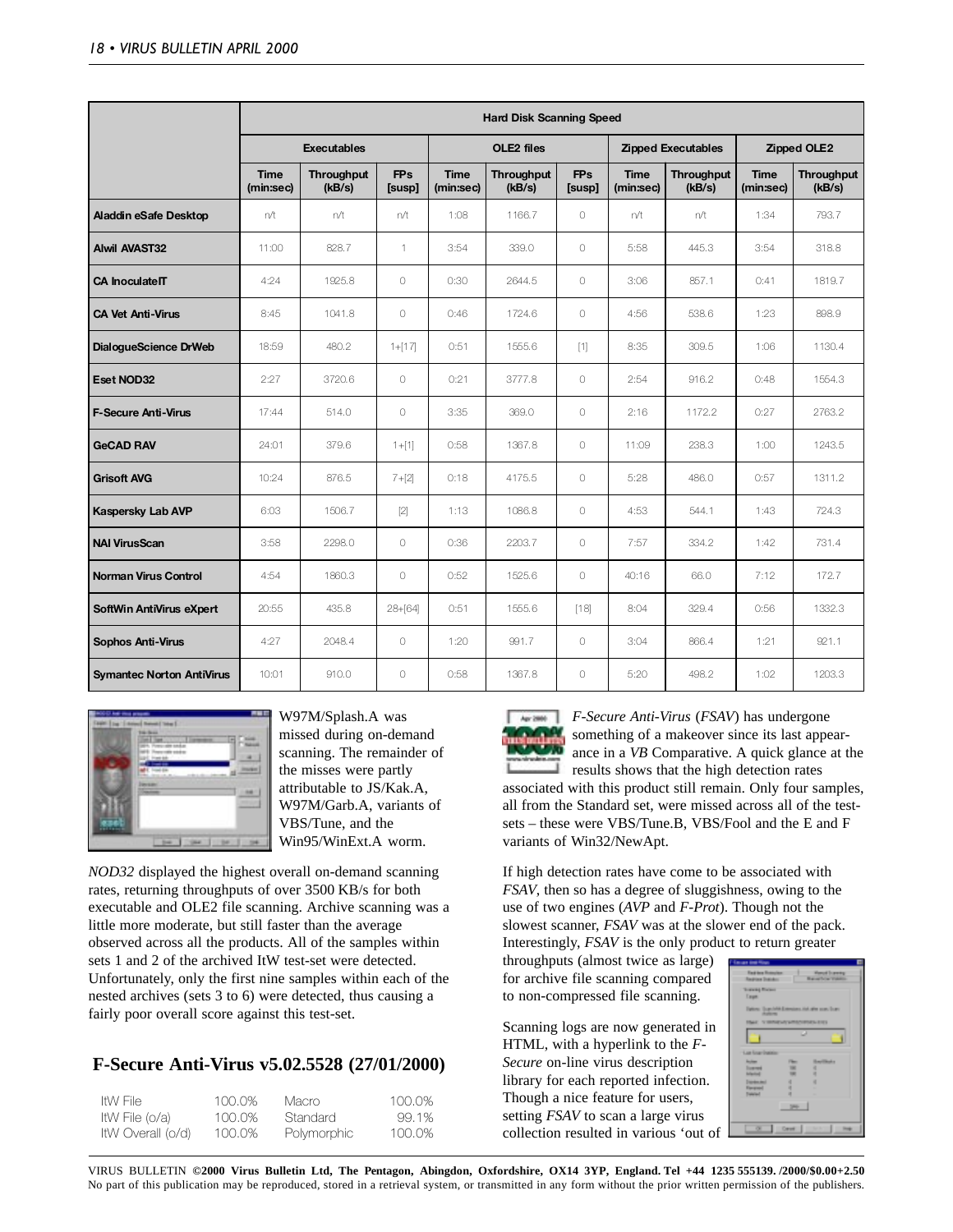| | Hard Disk Scanning Speed | | | | | | | | | |
|---|---|---|---|---|---|---|---|---|---|---|
| | Executables | | | OLE2 files | | | Zipped Executables | | Zipped OLE2 | |
| | Time (min:sec) | Throughput (kB/s) | FPs [susp] | Time (min:sec) | Throughput (kB/s) | FPs [susp] | Time (min:sec) | Throughput (kB/s) | Time (min:sec) | Throughput (kB/s) |
| **Aladdin eSafe Desktop** | n/t | n/t | n/t | 1:08 | 1166.7 | 0 | n/t | n/t | 1:34 | 793.7 |
| **Alwil AVAST32** | 11:00 | 828.7 | 1 | 3:54 | 339.0 | 0 | 5:58 | 445.3 | 3:54 | 318.8 |
| **CA InoculateIT** | 4:24 | 1925.8 | 0 | 0:30 | 2644.5 | 0 | 3:06 | 857.1 | 0:41 | 1819.7 |
| **CA Vet Anti-Virus** | 8:45 | 1041.8 | 0 | 0:46 | 1724.6 | 0 | 4:56 | 538.6 | 1:23 | 898.9 |
| **DialogueScience DrWeb** | 18:59 | 480.2 | 1+[17] | 0:51 | 1555.6 | [1] | 8:35 | 309.5 | 1:06 | 1130.4 |
| **Eset NOD32** | 2:27 | 3720.6 | 0 | 0:21 | 3777.8 | 0 | 2:54 | 916.2 | 0:48 | 1554.3 |
| **F-Secure Anti-Virus** | 17:44 | 514.0 | 0 | 3:35 | 369.0 | 0 | 2:16 | 1172.2 | 0:27 | 2763.2 |
| **GeCAD RAV** | 24:01 | 379.6 | 1+[1] | 0:58 | 1367.8 | 0 | 11:09 | 238.3 | 1:00 | 1243.5 |
| **Grisoft AVG** | 10:24 | 876.5 | 7+[2] | 0:18 | 4175.5 | 0 | 5:28 | 486.0 | 0:57 | 1311.2 |
| **Kaspersky Lab AVP** | 6:03 | 1506.7 | [2] | 1:13 | 1086.8 | 0 | 4:53 | 544.1 | 1:43 | 724.3 |
| **NAI VirusScan** | 3:58 | 2298.0 | 0 | 0:36 | 2203.7 | 0 | 7:57 | 334.2 | 1:42 | 731.4 |
| **Norman Virus Control** | 4:54 | 1860.3 | 0 | 0:52 | 1525.6 | 0 | 40:16 | 66.0 | 7:12 | 172.7 |
| **SoftWin AntiVirus eXpert** | 20:55 | 435.8 | 28+[64] | 0:51 | 1555.6 | [18] | 8:04 | 329.4 | 0:56 | 1332.3 |
| **Sophos Anti-Virus** | 4:27 | 2048.4 | 0 | 1:20 | 991.7 | 0 | 3:04 | 866.4 | 1:21 | 921.1 |
| **Symantec Norton AntiVirus** | 10:01 | 910.0 | 0 | 0:58 | 1367.8 | 0 | 5:20 | 498.2 | 1:02 | 1203.3 |

W97M/Splash.A was missed during on-demand scanning. The remainder of the misses were partly attributable to JS/Kak.A, W97M/Garb.A, variants of VBS/Tune, and the Win95/WinExt.A worm.

*NOD32* displayed the highest overall on-demand scanning rates, returning throughputs of over 3500 KB/s for both executable and OLE2 file scanning. Archive scanning was a little more moderate, but still faster than the average observed across all the products. All of the samples within sets 1 and 2 of the archived ItW test-set were detected. Unfortunately, only the first nine samples within each of the nested archives (sets 3 to 6) were detected, thus causing a fairly poor overall score against this test-set.

## F-Secure Anti-Virus v5.02.5528 (27/01/2000)

| | | | |
|---|---|---|---|
| ItW File | 100.0% | Macro | 100.0% |
| ItW File (o/a) | 100.0% | Standard | 99.1% |
| ItW Overall (o/d) | 100.0% | Polymorphic | 100.0% |

*F-Secure Anti-Virus* (*FSAV*) has undergone something of a makeover since its last appearance in a *VB* Comparative. A quick glance at the results shows that the high detection rates associated with this product still remain. Only four samples, all from the Standard set, were missed across all of the test-sets – these were VBS/Tune.B, VBS/Fool and the E and F variants of Win32/NewApt.

If high detection rates have come to be associated with *FSAV*, then so has a degree of sluggishness, owing to the use of two engines (*AVP* and *F-Prot*). Though not the slowest scanner, *FSAV* was at the slower end of the pack. Interestingly, *FSAV* is the only product to return greater throughputs (almost twice as large) for archive file scanning compared to non-compressed file scanning.

Scanning logs are now generated in HTML, with a hyperlink to the *F-Secure* on-line virus description library for each reported infection. Though a nice feature for users, setting *FSAV* to scan a large virus collection resulted in various 'out of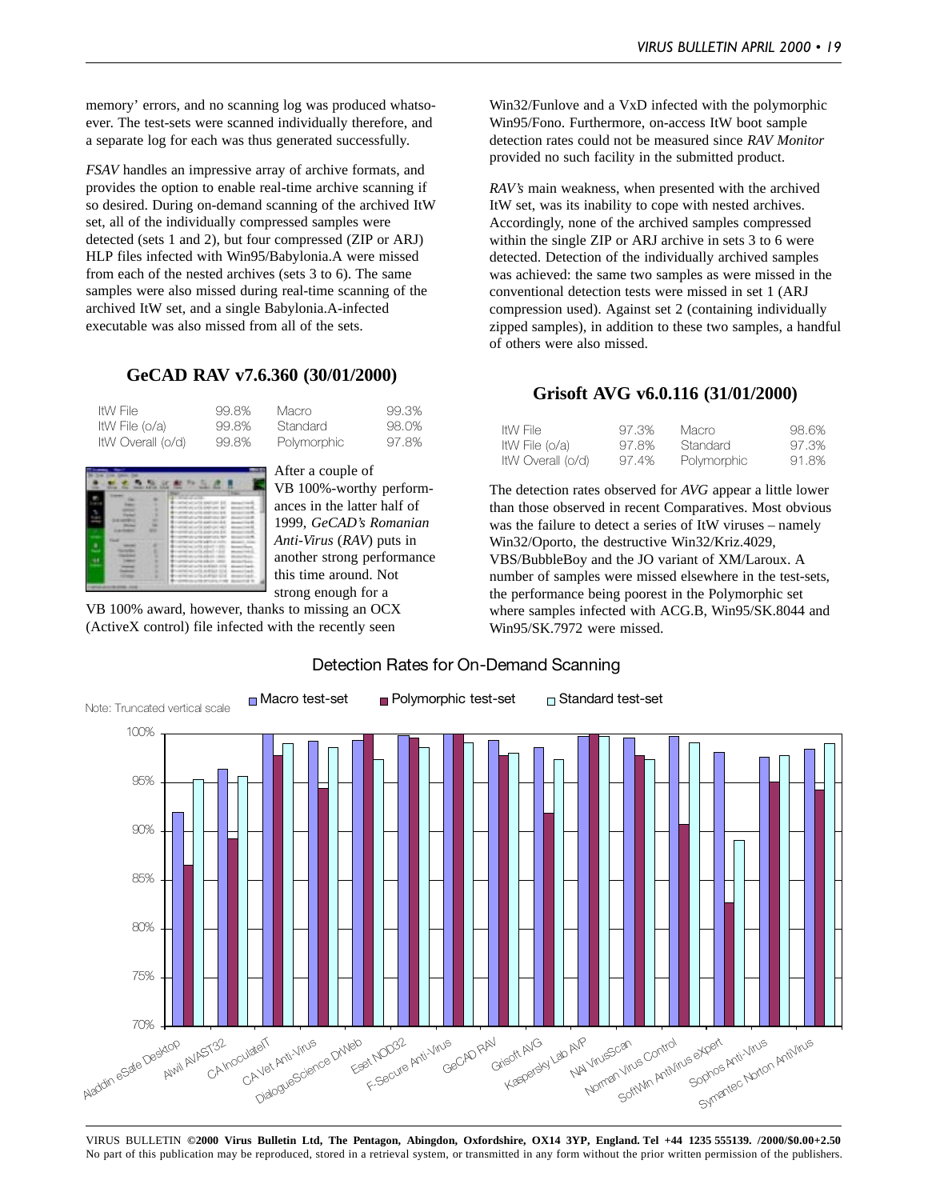memory' errors, and no scanning log was produced whatsoever. The test-sets were scanned individually therefore, and a separate log for each was thus generated successfully.

*FSAV* handles an impressive array of archive formats, and provides the option to enable real-time archive scanning if so desired. During on-demand scanning of the archived ItW set, all of the individually compressed samples were detected (sets 1 and 2), but four compressed (ZIP or ARJ) HLP files infected with Win95/Babylonia.A were missed from each of the nested archives (sets 3 to 6). The same samples were also missed during real-time scanning of the archived ItW set, and a single Babylonia.A-infected executable was also missed from all of the sets.

## GeCAD RAV v7.6.360 (30/01/2000)

| | | | |
|---|---|---|---|
| ItW File | 99.8% | Macro | 99.3% |
| ItW File (o/a) | 99.8% | Standard | 98.0% |
| ItW Overall (o/d) | 99.8% | Polymorphic | 97.8% |

After a couple of VB 100%-worthy performances in the latter half of 1999, *GeCAD's Romanian Anti-Virus* (*RAV*) puts in another strong performance this time around. Not strong enough for a VB 100% award, however, thanks to missing an OCX (ActiveX control) file infected with the recently seen Win32/Funlove and a VxD infected with the polymorphic Win95/Fono. Furthermore, on-access ItW boot sample detection rates could not be measured since *RAV Monitor* provided no such facility in the submitted product.

*RAV's* main weakness, when presented with the archived ItW set, was its inability to cope with nested archives. Accordingly, none of the archived samples compressed within the single ZIP or ARJ archive in sets 3 to 6 were detected. Detection of the individually archived samples was achieved: the same two samples as were missed in the conventional detection tests were missed in set 1 (ARJ compression used). Against set 2 (containing individually zipped samples), in addition to these two samples, a handful of others were also missed.

## Grisoft AVG v6.0.116 (31/01/2000)

| | | | |
|---|---|---|---|
| ItW File | 97.3% | Macro | 98.6% |
| ItW File (o/a) | 97.8% | Standard | 97.3% |
| ItW Overall (o/d) | 97.4% | Polymorphic | 91.8% |

The detection rates observed for *AVG* appear a little lower than those observed in recent Comparatives. Most obvious was the failure to detect a series of ItW viruses – namely Win32/Oporto, the destructive Win32/Kriz.4029, VBS/BubbleBoy and the JO variant of XM/Laroux. A number of samples were missed elsewhere in the test-sets, the performance being poorest in the Polymorphic set where samples infected with ACG.B, Win95/SK.8044 and Win95/SK.7972 were missed.

### Detection Rates for On-Demand Scanning

Note: Truncated vertical scale

Legend: Macro test-set, Polymorphic test-set, Standard test-set

Products: Aladdin eSafe Desktop, Alwil AVAST32, CA InoculateIT, CA Vet Anti-Virus, DialogueScience DrWeb, Eset NOD32, F-Secure Anti-Virus, GeCAD RAV, Grisoft AVG, Kaspersky Lab AVP, NAI VirusScan, Norman Virus Control, SoftWin AntiVirus eXpert, Sophos Anti-Virus, Symantec Norton AntiVirus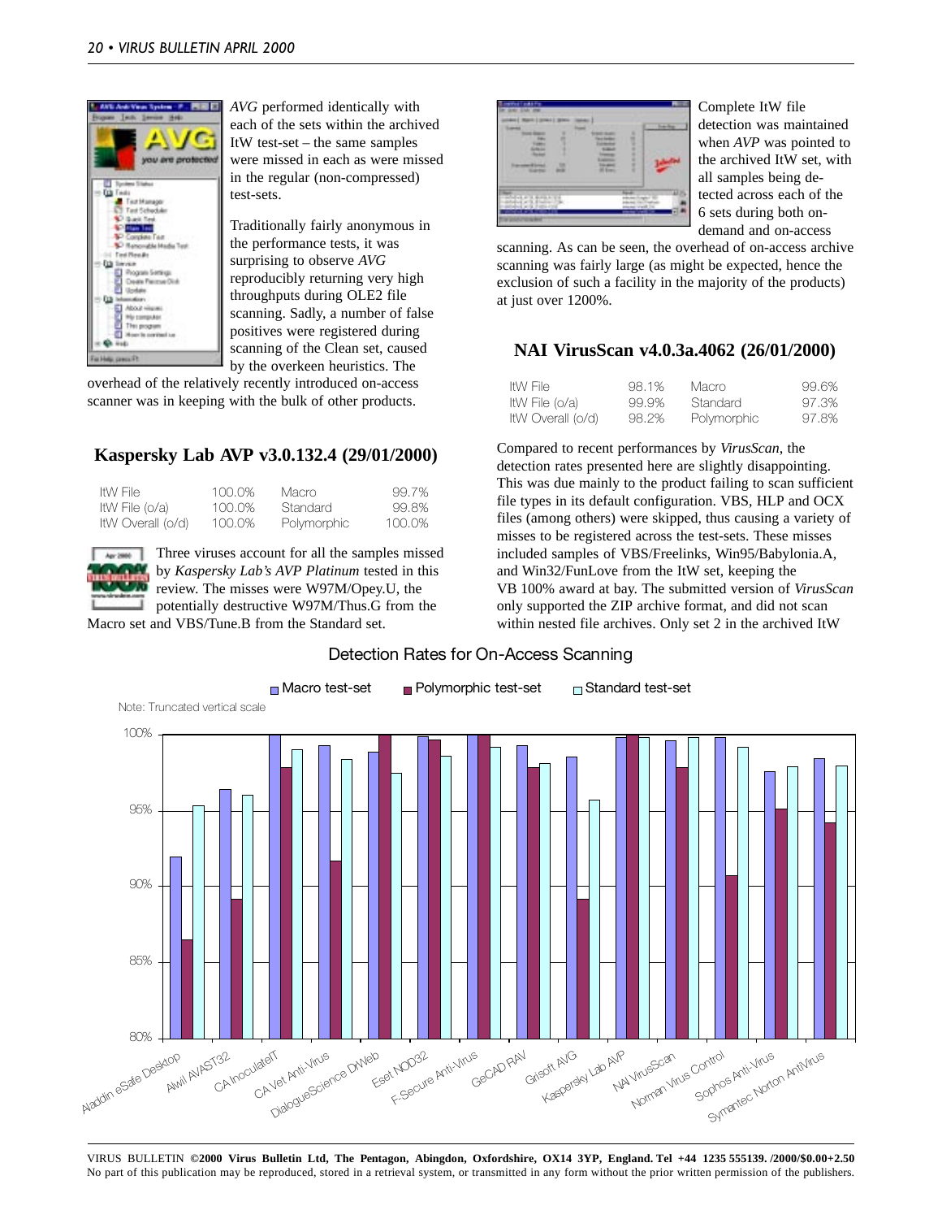*AVG* performed identically with each of the sets within the archived ItW test-set – the same samples were missed in each as were missed in the regular (non-compressed) test-sets.

Traditionally fairly anonymous in the performance tests, it was surprising to observe *AVG* reproducibly returning very high throughputs during OLE2 file scanning. Sadly, a number of false positives were registered during scanning of the Clean set, caused by the overkeen heuristics. The overhead of the relatively recently introduced on-access scanner was in keeping with the bulk of other products.

## Kaspersky Lab AVP v3.0.132.4 (29/01/2000)

| | | | |
|---|---|---|---|
| ItW File | 100.0% | Macro | 99.7% |
| ItW File (o/a) | 100.0% | Standard | 99.8% |
| ItW Overall (o/d) | 100.0% | Polymorphic | 100.0% |

Three viruses account for all the samples missed by *Kaspersky Lab's AVP Platinum* tested in this review. The misses were W97M/Opey.U, the potentially destructive W97M/Thus.G from the Macro set and VBS/Tune.B from the Standard set.

Complete ItW file detection was maintained when *AVP* was pointed to the archived ItW set, with all samples being detected across each of the 6 sets during both on-demand and on-access scanning. As can be seen, the overhead of on-access archive scanning was fairly large (as might be expected, hence the exclusion of such a facility in the majority of the products) at just over 1200%.

## NAI VirusScan v4.0.3a.4062 (26/01/2000)

| | | | |
|---|---|---|---|
| ItW File | 98.1% | Macro | 99.6% |
| ItW File (o/a) | 99.9% | Standard | 97.3% |
| ItW Overall (o/d) | 98.2% | Polymorphic | 97.8% |

Compared to recent performances by *VirusScan*, the detection rates presented here are slightly disappointing. This was due mainly to the product failing to scan sufficient file types in its default configuration. VBS, HLP and OCX files (among others) were skipped, thus causing a variety of misses to be registered across the test-sets. These misses included samples of VBS/Freelinks, Win95/Babylonia.A, and Win32/FunLove from the ItW set, keeping the VB 100% award at bay. The submitted version of *VirusScan* only supported the ZIP archive format, and did not scan within nested file archives. Only set 2 in the archived ItW

Detection Rates for On-Access Scanning

Macro test-set | Polymorphic test-set | Standard test-set

Note: Truncated vertical scale

Aladdin eSafe Desktop, Alwil AVAST32, CA InoculateIT, CA Vet Anti-Virus, DialogueScience DrWeb, Eset NOD32, F-Secure Anti-Virus, GeCAD RAV, Grisoft AVG, Kaspersky Lab AVP, NAI VirusScan, Norman Virus Control, Sophos Anti-Virus, Symantec Norton AntiVirus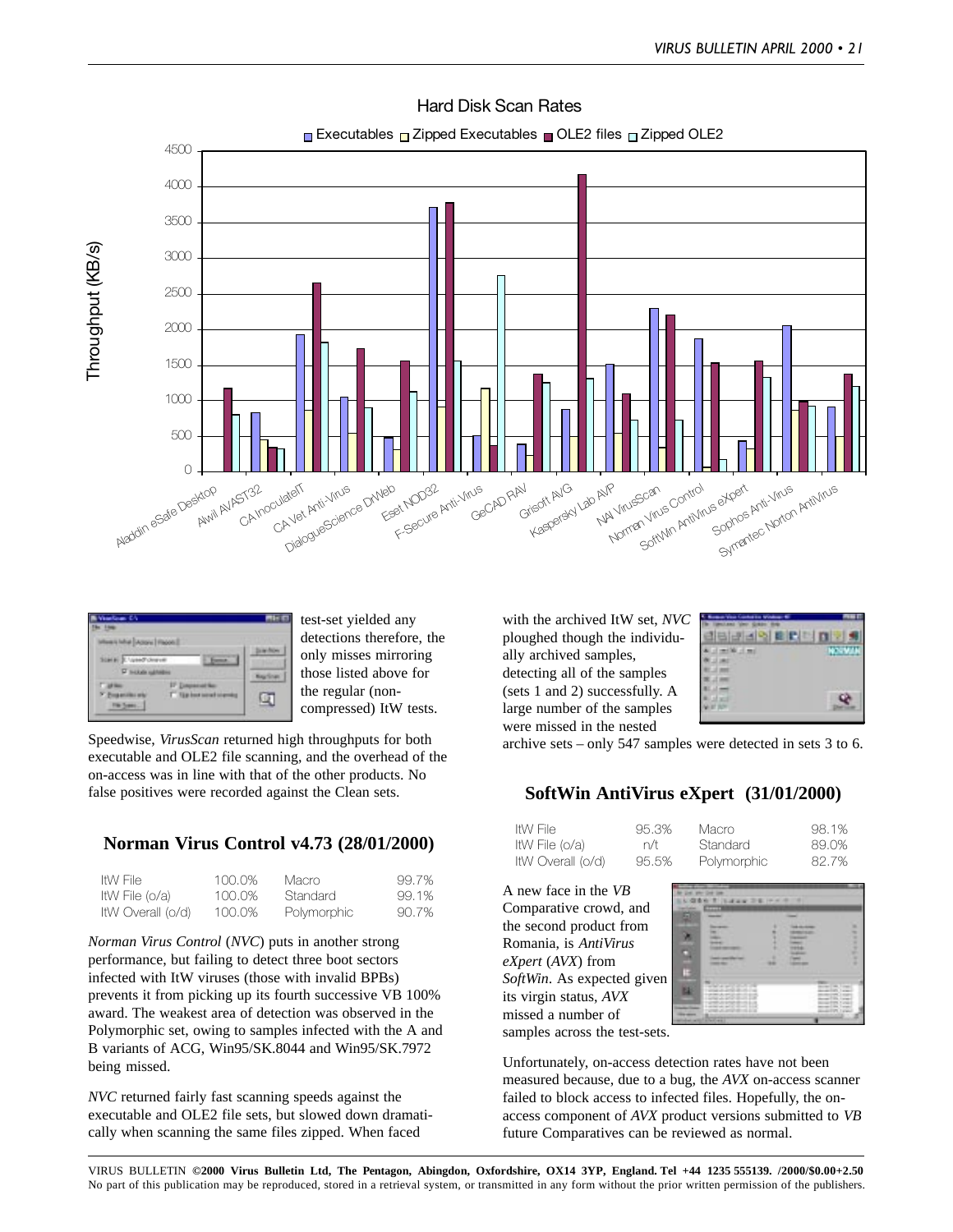Hard Disk Scan Rates

test-set yielded any detections therefore, the only misses mirroring those listed above for the regular (non-compressed) ItW tests.

Speedwise, *VirusScan* returned high throughputs for both executable and OLE2 file scanning, and the overhead of the on-access was in line with that of the other products. No false positives were recorded against the Clean sets.

## Norman Virus Control v4.73 (28/01/2000)

| ItW File | 100.0% | Macro | 99.7% |
|---|---|---|---|
| ItW File (o/a) | 100.0% | Standard | 99.1% |
| ItW Overall (o/d) | 100.0% | Polymorphic | 90.7% |

*Norman Virus Control* (*NVC*) puts in another strong performance, but failing to detect three boot sectors infected with ItW viruses (those with invalid BPBs) prevents it from picking up its fourth successive VB 100% award. The weakest area of detection was observed in the Polymorphic set, owing to samples infected with the A and B variants of ACG, Win95/SK.8044 and Win95/SK.7972 being missed.

*NVC* returned fairly fast scanning speeds against the executable and OLE2 file sets, but slowed down dramatically when scanning the same files zipped. When faced with the archived ItW set, *NVC* ploughed though the individually archived samples, detecting all of the samples (sets 1 and 2) successfully. A large number of the samples were missed in the nested archive sets – only 547 samples were detected in sets 3 to 6.

## SoftWin AntiVirus eXpert (31/01/2000)

| ItW File | 95.3% | Macro | 98.1% |
|---|---|---|---|
| ItW File (o/a) | n/t | Standard | 89.0% |
| ItW Overall (o/d) | 95.5% | Polymorphic | 82.7% |

A new face in the *VB* Comparative crowd, and the second product from Romania, is *AntiVirus eXpert* (*AVX*) from *SoftWin*. As expected given its virgin status, *AVX* missed a number of samples across the test-sets.

Unfortunately, on-access detection rates have not been measured because, due to a bug, the *AVX* on-access scanner failed to block access to infected files. Hopefully, the on-access component of *AVX* product versions submitted to *VB* future Comparatives can be reviewed as normal.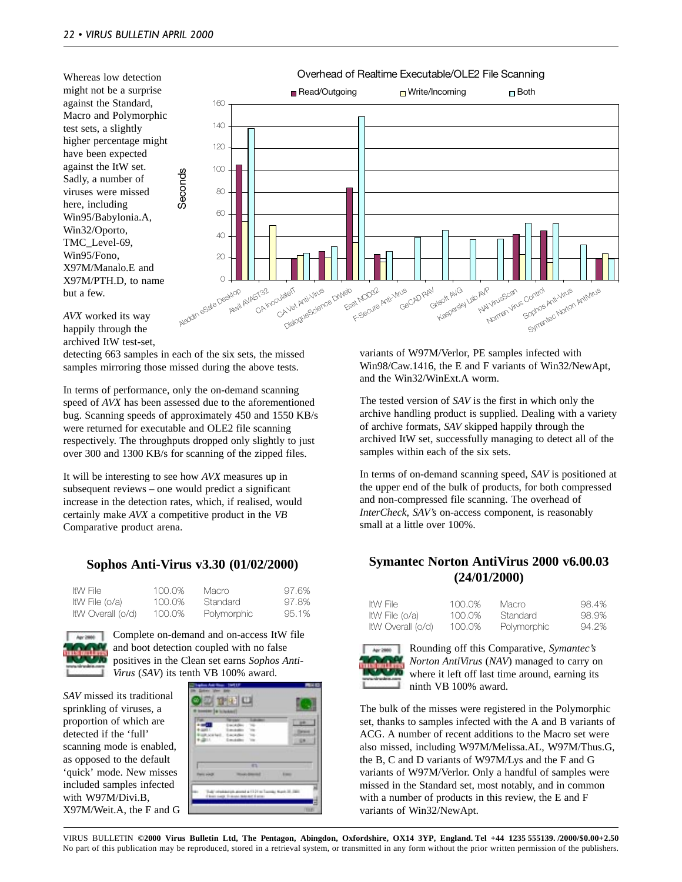Whereas low detection might not be a surprise against the Standard, Macro and Polymorphic test sets, a slightly higher percentage might have been expected against the ItW set. Sadly, a number of viruses were missed here, including Win95/Babylonia.A, Win32/Oporto, TMC_Level-69, Win95/Fono, X97M/Manalo.E and X97M/PTH.D, to name but a few.

*AVX* worked its way happily through the archived ItW test-set, detecting 663 samples in each of the six sets, the missed samples mirroring those missed during the above tests.

In terms of performance, only the on-demand scanning speed of *AVX* has been assessed due to the aforementioned bug. Scanning speeds of approximately 450 and 1550 KB/s were returned for executable and OLE2 file scanning respectively. The throughputs dropped only slightly to just over 300 and 1300 KB/s for scanning of the zipped files.

It will be interesting to see how *AVX* measures up in subsequent reviews – one would predict a significant increase in the detection rates, which, if realised, would certainly make *AVX* a competitive product in the *VB* Comparative product arena.

## Sophos Anti-Virus v3.30 (01/02/2000)

| | | | |
|---|---|---|---|
| ItW File | 100.0% | Macro | 97.6% |
| ItW File (o/a) | 100.0% | Standard | 97.8% |
| ItW Overall (o/d) | 100.0% | Polymorphic | 95.1% |

Complete on-demand and on-access ItW file and boot detection coupled with no false positives in the Clean set earns *Sophos Anti-Virus* (*SAV*) its tenth VB 100% award.

*SAV* missed its traditional sprinkling of viruses, a proportion of which are detected if the 'full' scanning mode is enabled, as opposed to the default 'quick' mode. New misses included samples infected with W97M/Divi.B, X97M/Weit.A, the F and G variants of W97M/Verlor, PE samples infected with Win98/Caw.1416, the E and F variants of Win32/NewApt, and the Win32/WinExt.A worm.

The tested version of *SAV* is the first in which only the archive handling product is supplied. Dealing with a variety of archive formats, *SAV* skipped happily through the archived ItW set, successfully managing to detect all of the samples within each of the six sets.

In terms of on-demand scanning speed, *SAV* is positioned at the upper end of the bulk of products, for both compressed and non-compressed file scanning. The overhead of *InterCheck*, *SAV's* on-access component, is reasonably small at a little over 100%.

## Symantec Norton AntiVirus 2000 v6.00.03 (24/01/2000)

| | | | |
|---|---|---|---|
| ItW File | 100.0% | Macro | 98.4% |
| ItW File (o/a) | 100.0% | Standard | 98.9% |
| ItW Overall (o/d) | 100.0% | Polymorphic | 94.2% |

Rounding off this Comparative, *Symantec's Norton AntiVirus* (*NAV*) managed to carry on where it left off last time around, earning its ninth VB 100% award.

The bulk of the misses were registered in the Polymorphic set, thanks to samples infected with the A and B variants of ACG. A number of recent additions to the Macro set were also missed, including W97M/Melissa.AL, W97M/Thus.G, the B, C and D variants of W97M/Lys and the F and G variants of W97M/Verlor. Only a handful of samples were missed in the Standard set, most notably, and in common with a number of products in this review, the E and F variants of Win32/NewApt.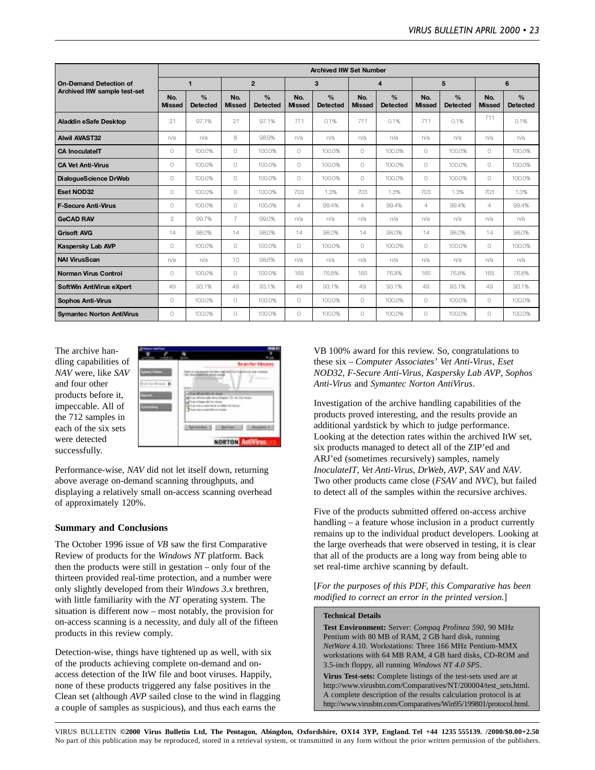| On-Demand Detection of Archived ItW sample test-set | Archived ItW Set Number | | | | | | | | | | | |
|---|---|---|---|---|---|---|---|---|---|---|---|---|
| | 1 | | 2 | | 3 | | 4 | | 5 | | 6 | |
| | No. Missed | % Detected | No. Missed | % Detected | No. Missed | % Detected | No. Missed | % Detected | No. Missed | % Detected | No. Missed | % Detected |
| Aladdin eSafe Desktop | 21 | 97.1% | 21 | 97.1% | 711 | 0.1% | 711 | 0.1% | 711 | 0.1% | 711 | 0.1% |
| Alwil AVAST32 | n/a | n/a | 8 | 98.9% | n/a | n/a | n/a | n/a | n/a | n/a | n/a | n/a |
| CA InoculateIT | 0 | 100.0% | 0 | 100.0% | 0 | 100.0% | 0 | 100.0% | 0 | 100.0% | 0 | 100.0% |
| CA Vet Anti-Virus | 0 | 100.0% | 0 | 100.0% | 0 | 100.0% | 0 | 100.0% | 0 | 100.0% | 0 | 100.0% |
| DialogueScience DrWeb | 0 | 100.0% | 0 | 100.0% | 0 | 100.0% | 0 | 100.0% | 0 | 100.0% | 0 | 100.0% |
| Eset NOD32 | 0 | 100.0% | 0 | 100.0% | 703 | 1.3% | 703 | 1.3% | 703 | 1.3% | 703 | 1.3% |
| F-Secure Anti-Virus | 0 | 100.0% | 0 | 100.0% | 4 | 99.4% | 4 | 99.4% | 4 | 99.4% | 4 | 99.4% |
| GeCAD RAV | 2 | 99.7% | 7 | 99.0% | n/a | n/a | n/a | n/a | n/a | n/a | n/a | n/a |
| Grisoft AVG | 14 | 98.0% | 14 | 98.0% | 14 | 98.0% | 14 | 98.0% | 14 | 98.0% | 14 | 98.0% |
| Kaspersky Lab AVP | 0 | 100.0% | 0 | 100.0% | 0 | 100.0% | 0 | 100.0% | 0 | 100.0% | 0 | 100.0% |
| NAI VirusScan | n/a | n/a | 10 | 98.6% | n/a | n/a | n/a | n/a | n/a | n/a | n/a | n/a |
| Norman Virus Control | 0 | 100.0% | 0 | 100.0% | 165 | 76.8% | 165 | 76.8% | 165 | 76.8% | 165 | 76.8% |
| SoftWin AntiVirus eXpert | 49 | 93.1% | 49 | 93.1% | 49 | 93.1% | 49 | 93.1% | 49 | 93.1% | 49 | 93.1% |
| Sophos Anti-Virus | 0 | 100.0% | 0 | 100.0% | 0 | 100.0% | 0 | 100.0% | 0 | 100.0% | 0 | 100.0% |
| Symantec Norton AntiVirus | 0 | 100.0% | 0 | 100.0% | 0 | 100.0% | 0 | 100.0% | 0 | 100.0% | 0 | 100.0% |

The archive handling capabilities of *NAV* were, like *SAV* and four other products before it, impeccable. All of the 712 samples in each of the six sets were detected successfully.

Performance-wise, *NAV* did not let itself down, returning above average on-demand scanning throughputs, and displaying a relatively small on-access scanning overhead of approximately 120%.

### Summary and Conclusions

The October 1996 issue of *VB* saw the first Comparative Review of products for the *Windows NT* platform. Back then the products were still in gestation – only four of the thirteen provided real-time protection, and a number were only slightly developed from their *Windows 3.x* brethren, with little familiarity with the *NT* operating system. The situation is different now – most notably, the provision for on-access scanning is a necessity, and duly all of the fifteen products in this review comply.

Detection-wise, things have tightened up as well, with six of the products achieving complete on-demand and on-access detection of the ItW file and boot viruses. Happily, none of these products triggered any false positives in the Clean set (although *AVP* sailed close to the wind in flagging a couple of samples as suspicious), and thus each earns the VB 100% award for this review. So, congratulations to these six – *Computer Associates' Vet Anti-Virus*, *Eset NOD32*, *F-Secure Anti-Virus*, *Kaspersky Lab AVP*, *Sophos Anti-Virus* and *Symantec Norton AntiVirus*.

Investigation of the archive handling capabilities of the products proved interesting, and the results provide an additional yardstick by which to judge performance. Looking at the detection rates within the archived ItW set, six products managed to detect all of the ZIP'ed and ARJ'ed (sometimes recursively) samples, namely *InoculateIT*, *Vet Anti-Virus*, *DrWeb*, *AVP*, *SAV* and *NAV*. Two other products came close (*FSAV* and *NVC*), but failed to detect all of the samples within the recursive archives.

Five of the products submitted offered on-access archive handling – a feature whose inclusion in a product currently remains up to the individual product developers. Looking at the large overheads that were observed in testing, it is clear that all of the products are a long way from being able to set real-time archive scanning by default.

[*For the purposes of this PDF, this Comparative has been modified to correct an error in the printed version.*]

**Technical Details**

**Test Environment:** Server: *Compaq Prolinea 590*, 90 MHz Pentium with 80 MB of RAM, 2 GB hard disk, running *NetWare* 4.10. Workstations: Three 166 MHz Pentium-MMX workstations with 64 MB RAM, 4 GB hard disks, CD-ROM and 3.5-inch floppy, all running *Windows NT 4.0 SP5*.

**Virus Test-sets:** Complete listings of the test-sets used are at http://www.virusbtn.com/Comparatives/NT/200004/test_sets.html. A complete description of the results calculation protocol is at http://www.virusbtn.com/Comparatives/Win95/199801/protocol.html.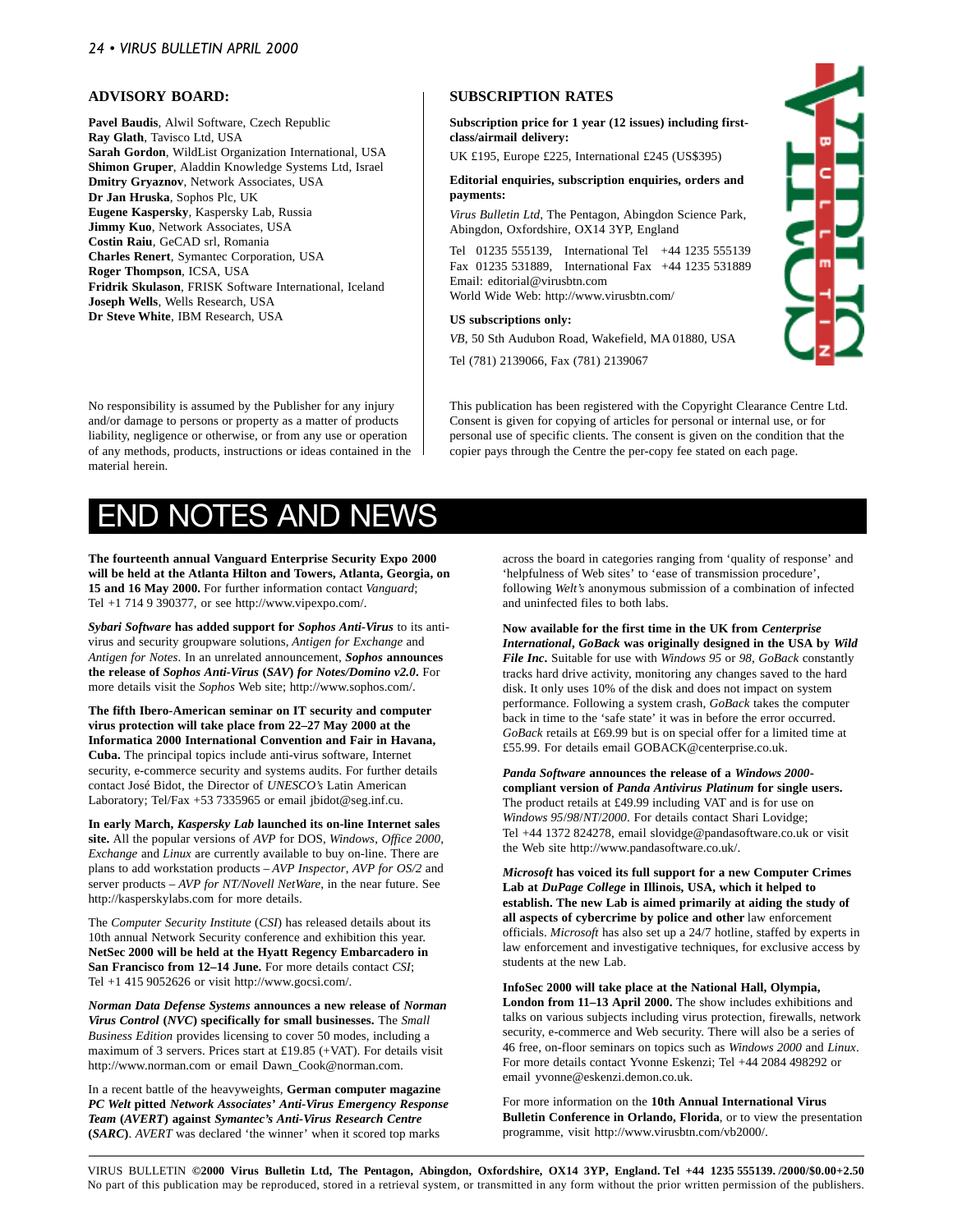## ADVISORY BOARD:

**Pavel Baudis**, Alwil Software, Czech Republic
**Ray Glath**, Tavisco Ltd, USA
**Sarah Gordon**, WildList Organization International, USA
**Shimon Gruper**, Aladdin Knowledge Systems Ltd, Israel
**Dmitry Gryaznov**, Network Associates, USA
**Dr Jan Hruska**, Sophos Plc, UK
**Eugene Kaspersky**, Kaspersky Lab, Russia
**Jimmy Kuo**, Network Associates, USA
**Costin Raiu**, GeCAD srl, Romania
**Charles Renert**, Symantec Corporation, USA
**Roger Thompson**, ICSA, USA
**Fridrik Skulason**, FRISK Software International, Iceland
**Joseph Wells**, Wells Research, USA
**Dr Steve White**, IBM Research, USA

No responsibility is assumed by the Publisher for any injury and/or damage to persons or property as a matter of products liability, negligence or otherwise, or from any use or operation of any methods, products, instructions or ideas contained in the material herein.

## SUBSCRIPTION RATES

**Subscription price for 1 year (12 issues) including first-class/airmail delivery:**

UK £195, Europe £225, International £245 (US$395)

**Editorial enquiries, subscription enquiries, orders and payments:**

*Virus Bulletin Ltd*, The Pentagon, Abingdon Science Park, Abingdon, Oxfordshire, OX14 3YP, England

Tel 01235 555139, International Tel +44 1235 555139
Fax 01235 531889, International Fax +44 1235 531889
Email: editorial@virusbtn.com
World Wide Web: http://www.virusbtn.com/

**US subscriptions only:**

*VB*, 50 Sth Audubon Road, Wakefield, MA 01880, USA

Tel (781) 2139066, Fax (781) 2139067

This publication has been registered with the Copyright Clearance Centre Ltd. Consent is given for copying of articles for personal or internal use, or for personal use of specific clients. The consent is given on the condition that the copier pays through the Centre the per-copy fee stated on each page.

# END NOTES AND NEWS

**The fourteenth annual Vanguard Enterprise Security Expo 2000 will be held at the Atlanta Hilton and Towers, Atlanta, Georgia, on 15 and 16 May 2000.** For further information contact *Vanguard*; Tel +1 714 9 390377, or see http://www.vipexpo.com/.

***Sybari Software* has added support for *Sophos Anti-Virus*** to its anti-virus and security groupware solutions, *Antigen for Exchange* and *Antigen for Notes*. In an unrelated announcement, ***Sophos* announces the release of *Sophos Anti-Virus* (*SAV*) *for Notes/Domino v2.0*.** For more details visit the *Sophos* Web site; http://www.sophos.com/.

**The fifth Ibero-American seminar on IT security and computer virus protection will take place from 22–27 May 2000 at the Informatica 2000 International Convention and Fair in Havana, Cuba.** The principal topics include anti-virus software, Internet security, e-commerce security and systems audits. For further details contact José Bidot, the Director of *UNESCO's* Latin American Laboratory; Tel/Fax +53 7335965 or email jbidot@seg.inf.cu.

**In early March, *Kaspersky Lab* launched its on-line Internet sales site.** All the popular versions of *AVP* for DOS, *Windows*, *Office 2000*, *Exchange* and *Linux* are currently available to buy on-line. There are plans to add workstation products – *AVP Inspector*, *AVP for OS/2* and server products – *AVP for NT/Novell NetWare*, in the near future. See http://kasperskylabs.com for more details.

The *Computer Security Institute* (*CSI*) has released details about its 10th annual Network Security conference and exhibition this year. **NetSec 2000 will be held at the Hyatt Regency Embarcadero in San Francisco from 12–14 June.** For more details contact *CSI*; Tel +1 415 9052626 or visit http://www.gocsi.com/.

***Norman Data Defense Systems* announces a new release of *Norman Virus Control* (*NVC*) specifically for small businesses.** The *Small Business Edition* provides licensing to cover 50 modes, including a maximum of 3 servers. Prices start at £19.85 (+VAT). For details visit http://www.norman.com or email Dawn_Cook@norman.com.

In a recent battle of the heavyweights, **German computer magazine *PC Welt* pitted *Network Associates' Anti-Virus Emergency Response Team* (*AVERT*) against *Symantec's Anti-Virus Research Centre* (*SARC*)**. *AVERT* was declared 'the winner' when it scored top marks across the board in categories ranging from 'quality of response' and 'helpfulness of Web sites' to 'ease of transmission procedure', following *Welt's* anonymous submission of a combination of infected and uninfected files to both labs.

**Now available for the first time in the UK from *Centerprise International*, *GoBack* was originally designed in the USA by *Wild File Inc*.** Suitable for use with *Windows 95* or *98*, *GoBack* constantly tracks hard drive activity, monitoring any changes saved to the hard disk. It only uses 10% of the disk and does not impact on system performance. Following a system crash, *GoBack* takes the computer back in time to the 'safe state' it was in before the error occurred. *GoBack* retails at £69.99 but is on special offer for a limited time at £55.99. For details email GOBACK@centerprise.co.uk.

***Panda Software* announces the release of a *Windows 2000*-compliant version of *Panda Antivirus Platinum* for single users.** The product retails at £49.99 including VAT and is for use on *Windows 95*/*98*/*NT*/*2000*. For details contact Shari Lovidge; Tel +44 1372 824278, email slovidge@pandasoftware.co.uk or visit the Web site http://www.pandasoftware.co.uk/.

***Microsoft* has voiced its full support for a new Computer Crimes Lab at *DuPage College* in Illinois, USA, which it helped to establish. The new Lab is aimed primarily at aiding the study of all aspects of cybercrime by police and other** law enforcement officials. *Microsoft* has also set up a 24/7 hotline, staffed by experts in law enforcement and investigative techniques, for exclusive access by students at the new Lab.

**InfoSec 2000 will take place at the National Hall, Olympia, London from 11–13 April 2000.** The show includes exhibitions and talks on various subjects including virus protection, firewalls, network security, e-commerce and Web security. There will also be a series of 46 free, on-floor seminars on topics such as *Windows 2000* and *Linux*. For more details contact Yvonne Eskenzi; Tel +44 2084 498292 or email yvonne@eskenzi.demon.co.uk.

For more information on the **10th Annual International Virus Bulletin Conference in Orlando, Florida**, or to view the presentation programme, visit http://www.virusbtn.com/vb2000/.

VIRUS BULLETIN **©2000 Virus Bulletin Ltd, The Pentagon, Abingdon, Oxfordshire, OX14 3YP, England. Tel +44 1235 555139. /2000/$0.00+2.50**
No part of this publication may be reproduced, stored in a retrieval system, or transmitted in any form without the prior written permission of the publishers.